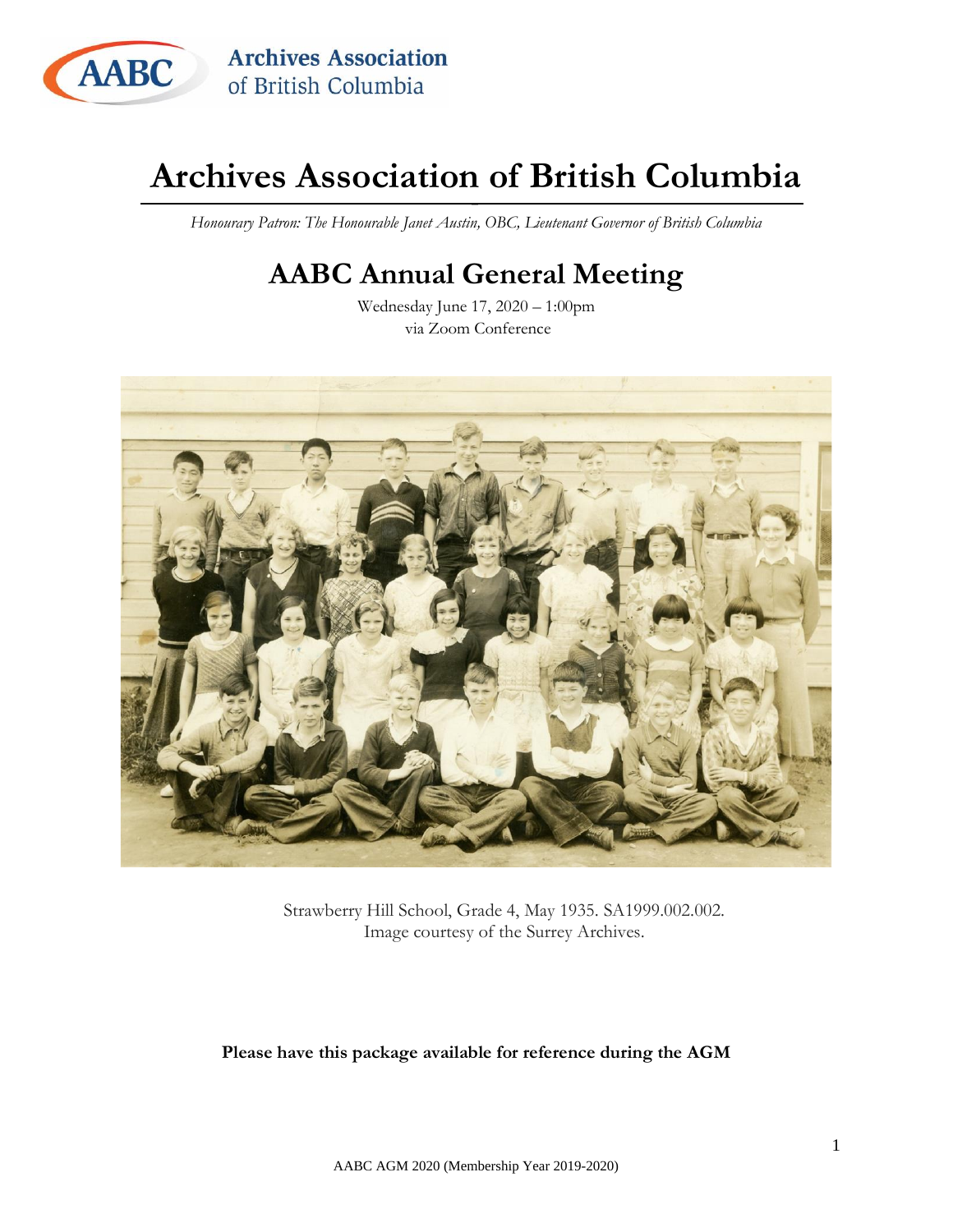# Archives Association of British Columbia

*Honourary Patron: The Honourable Janet Austin, OBC, Lieutenant Governor of British Columbia*

## AABC Annual General Meeting

Wednesday June 17, 2020 – 1:00pm
via Zoom Conference

Strawberry Hill School, Grade 4, May 1935. SA1999.002.002.
Image courtesy of the Surrey Archives.

**Please have this package available for reference during the AGM**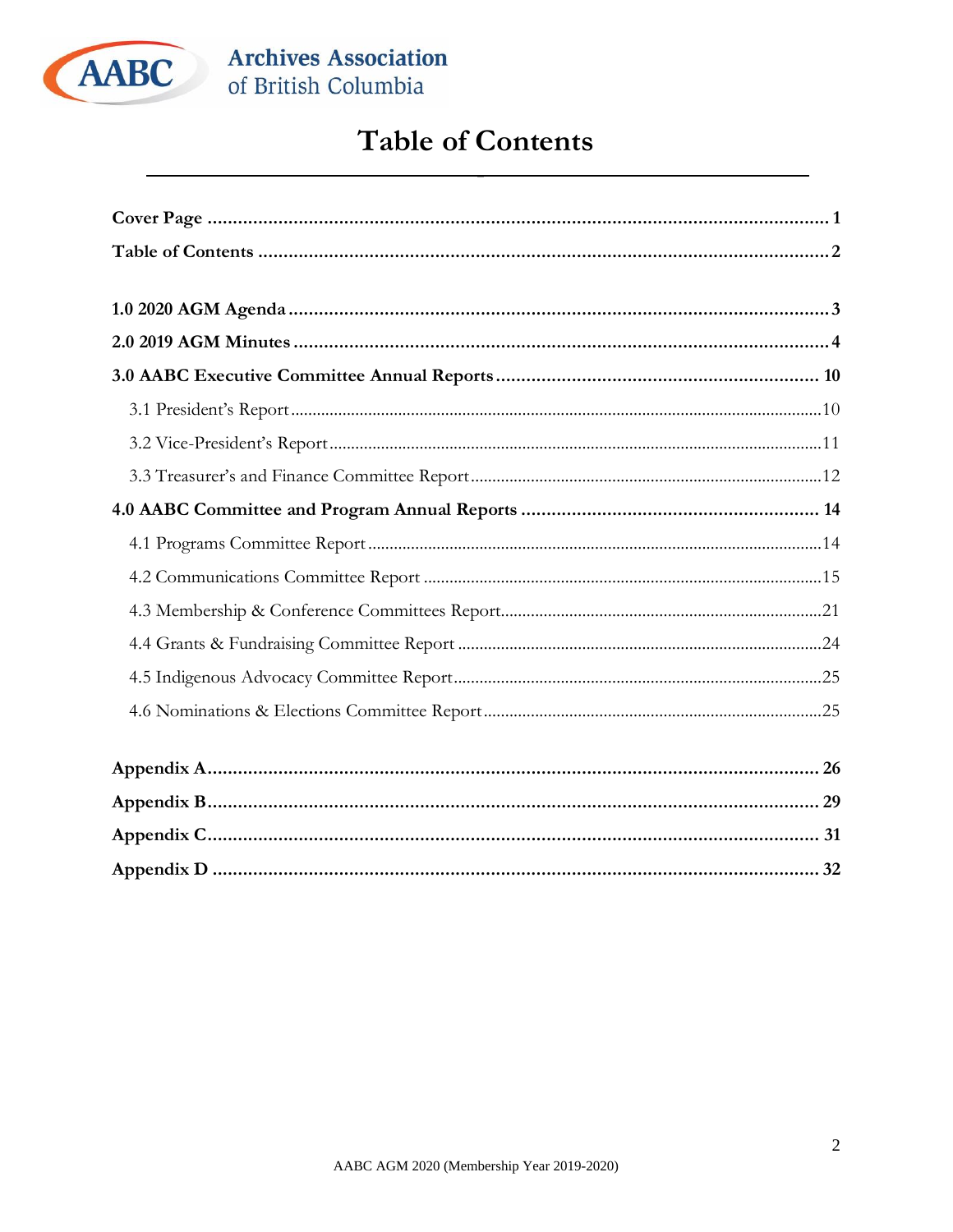Archives Association of British Columbia

# Table of Contents

**Cover Page** ........................................................................................................ **1**

**Table of Contents** ............................................................................................... **2**

**1.0 2020 AGM Agenda** .......................................................................................... **3**

**2.0 2019 AGM Minutes** .......................................................................................... **4**

**3.0 AABC Executive Committee Annual Reports** ................................................. **10**

- 3.1 President's Report ..........................................................................................10
- 3.2 Vice-President's Report ..................................................................................11
- 3.3 Treasurer's and Finance Committee Report ...................................................12

**4.0 AABC Committee and Program Annual Reports** ........................................... **14**

- 4.1 Programs Committee Report ..........................................................................14
- 4.2 Communications Committee Report ...............................................................15
- 4.3 Membership & Conference Committees Report..............................................21
- 4.4 Grants & Fundraising Committee Report .......................................................24
- 4.5 Indigenous Advocacy Committee Report........................................................25
- 4.6 Nominations & Elections Committee Report...................................................25

**Appendix A**......................................................................................................... **26**

**Appendix B**......................................................................................................... **29**

**Appendix C**......................................................................................................... **31**

**Appendix D** ........................................................................................................ **32**

AABC AGM 2020 (Membership Year 2019-2020)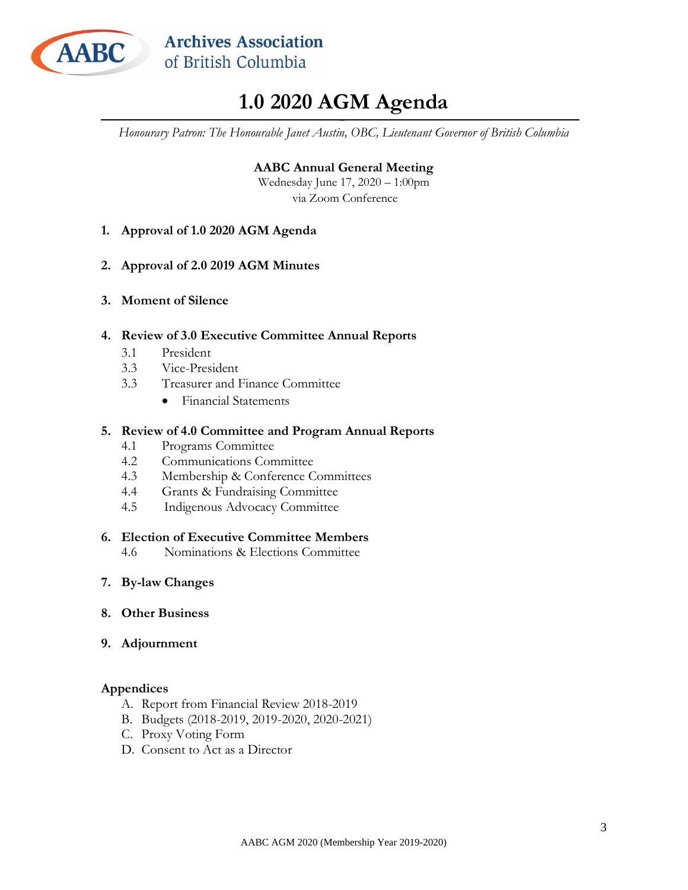Archives Association of British Columbia

# 1.0 2020 AGM Agenda

*Honourary Patron: The Honourable Janet Austin, OBC, Lieutenant Governor of British Columbia*

**AABC Annual General Meeting**
Wednesday June 17, 2020 – 1:00pm
via Zoom Conference

1. **Approval of 1.0 2020 AGM Agenda**

2. **Approval of 2.0 2019 AGM Minutes**

3. **Moment of Silence**

4. **Review of 3.0 Executive Committee Annual Reports**
   - 3.1 President
   - 3.3 Vice-President
   - 3.3 Treasurer and Finance Committee
     - Financial Statements

5. **Review of 4.0 Committee and Program Annual Reports**
   - 4.1 Programs Committee
   - 4.2 Communications Committee
   - 4.3 Membership & Conference Committees
   - 4.4 Grants & Fundraising Committee
   - 4.5 Indigenous Advocacy Committee

6. **Election of Executive Committee Members**
   - 4.6 Nominations & Elections Committee

7. **By-law Changes**

8. **Other Business**

9. **Adjournment**

**Appendices**

A. Report from Financial Review 2018-2019
B. Budgets (2018-2019, 2019-2020, 2020-2021)
C. Proxy Voting Form
D. Consent to Act as a Director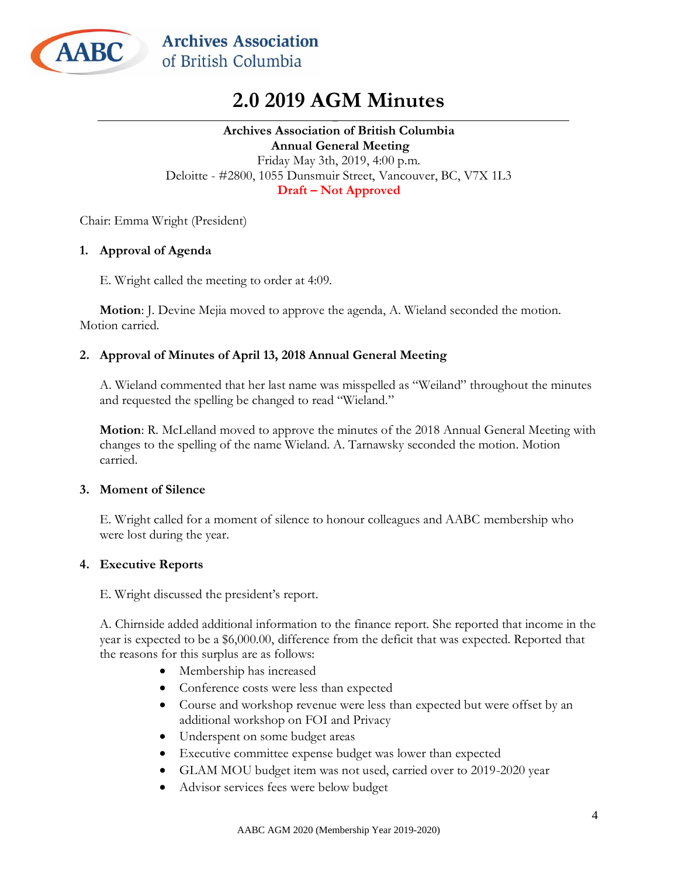**Archives Association of British Columbia**

# 2.0 2019 AGM Minutes

**Archives Association of British Columbia**
**Annual General Meeting**
Friday May 3th, 2019, 4:00 p.m.
Deloitte - #2800, 1055 Dunsmuir Street, Vancouver, BC, V7X 1L3
**Draft – Not Approved**

Chair: Emma Wright (President)

## 1. Approval of Agenda

E. Wright called the meeting to order at 4:09.

**Motion**: J. Devine Mejia moved to approve the agenda, A. Wieland seconded the motion. Motion carried.

## 2. Approval of Minutes of April 13, 2018 Annual General Meeting

A. Wieland commented that her last name was misspelled as "Weiland" throughout the minutes and requested the spelling be changed to read "Wieland."

**Motion**: R. McLelland moved to approve the minutes of the 2018 Annual General Meeting with changes to the spelling of the name Wieland. A. Tarnawsky seconded the motion. Motion carried.

## 3. Moment of Silence

E. Wright called for a moment of silence to honour colleagues and AABC membership who were lost during the year.

## 4. Executive Reports

E. Wright discussed the president's report.

A. Chirnside added additional information to the finance report. She reported that income in the year is expected to be a $6,000.00, difference from the deficit that was expected. Reported that the reasons for this surplus are as follows:

- Membership has increased
- Conference costs were less than expected
- Course and workshop revenue were less than expected but were offset by an additional workshop on FOI and Privacy
- Underspent on some budget areas
- Executive committee expense budget was lower than expected
- GLAM MOU budget item was not used, carried over to 2019-2020 year
- Advisor services fees were below budget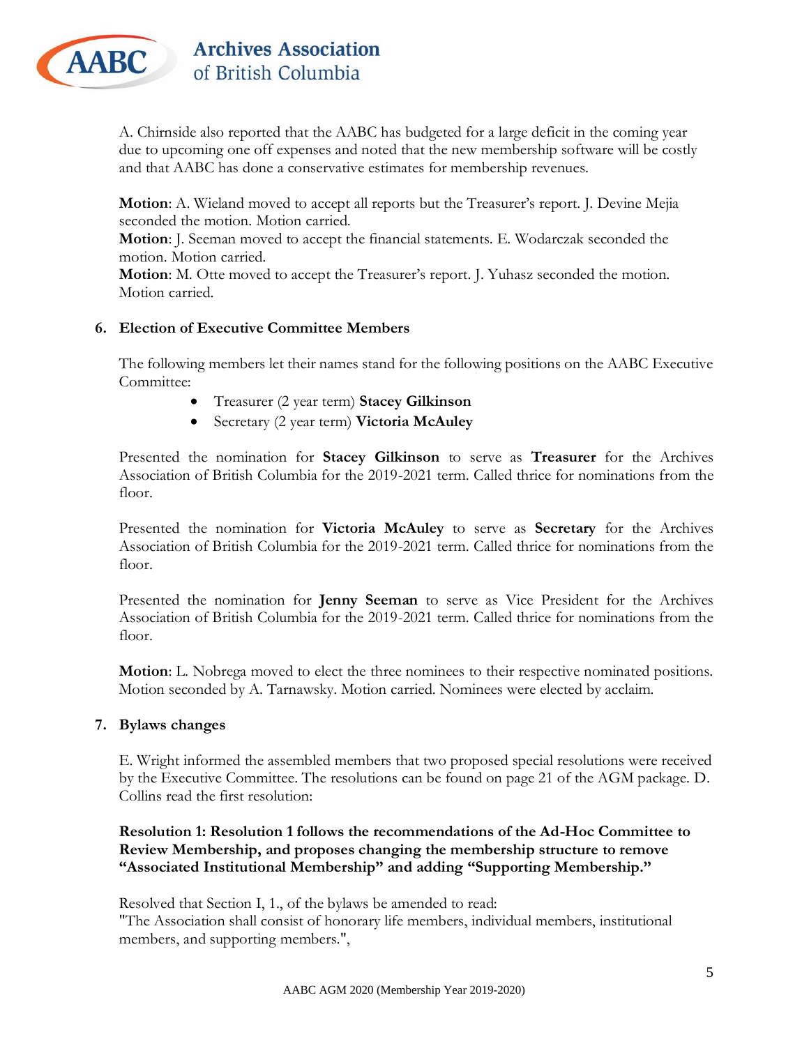A. Chirnside also reported that the AABC has budgeted for a large deficit in the coming year due to upcoming one off expenses and noted that the new membership software will be costly and that AABC has done a conservative estimates for membership revenues.

**Motion**: A. Wieland moved to accept all reports but the Treasurer's report. J. Devine Mejia seconded the motion. Motion carried.
**Motion**: J. Seeman moved to accept the financial statements. E. Wodarczak seconded the motion. Motion carried.
**Motion**: M. Otte moved to accept the Treasurer's report. J. Yuhasz seconded the motion. Motion carried.

## 6. Election of Executive Committee Members

The following members let their names stand for the following positions on the AABC Executive Committee:

- Treasurer (2 year term) **Stacey Gilkinson**
- Secretary (2 year term) **Victoria McAuley**

Presented the nomination for **Stacey Gilkinson** to serve as **Treasurer** for the Archives Association of British Columbia for the 2019-2021 term. Called thrice for nominations from the floor.

Presented the nomination for **Victoria McAuley** to serve as **Secretary** for the Archives Association of British Columbia for the 2019-2021 term. Called thrice for nominations from the floor.

Presented the nomination for **Jenny Seeman** to serve as Vice President for the Archives Association of British Columbia for the 2019-2021 term. Called thrice for nominations from the floor.

**Motion**: L. Nobrega moved to elect the three nominees to their respective nominated positions. Motion seconded by A. Tarnawsky. Motion carried. Nominees were elected by acclaim.

## 7. Bylaws changes

E. Wright informed the assembled members that two proposed special resolutions were received by the Executive Committee. The resolutions can be found on page 21 of the AGM package. D. Collins read the first resolution:

**Resolution 1: Resolution 1 follows the recommendations of the Ad-Hoc Committee to Review Membership, and proposes changing the membership structure to remove "Associated Institutional Membership" and adding "Supporting Membership."**

Resolved that Section I, 1., of the bylaws be amended to read:
"The Association shall consist of honorary life members, individual members, institutional members, and supporting members.",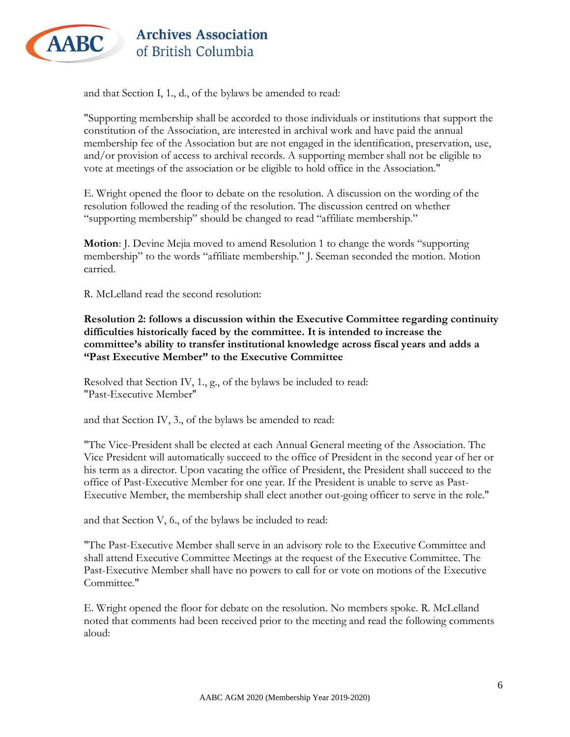and that Section I, 1., d., of the bylaws be amended to read:

"Supporting membership shall be accorded to those individuals or institutions that support the constitution of the Association, are interested in archival work and have paid the annual membership fee of the Association but are not engaged in the identification, preservation, use, and/or provision of access to archival records. A supporting member shall not be eligible to vote at meetings of the association or be eligible to hold office in the Association."

E. Wright opened the floor to debate on the resolution. A discussion on the wording of the resolution followed the reading of the resolution. The discussion centred on whether "supporting membership" should be changed to read "affiliate membership."

**Motion**: J. Devine Mejia moved to amend Resolution 1 to change the words "supporting membership" to the words "affiliate membership." J. Seeman seconded the motion. Motion carried.

R. McLelland read the second resolution:

**Resolution 2: follows a discussion within the Executive Committee regarding continuity difficulties historically faced by the committee. It is intended to increase the committee's ability to transfer institutional knowledge across fiscal years and adds a "Past Executive Member" to the Executive Committee**

Resolved that Section IV, 1., g., of the bylaws be included to read:
"Past-Executive Member"

and that Section IV, 3., of the bylaws be amended to read:

"The Vice-President shall be elected at each Annual General meeting of the Association. The Vice President will automatically succeed to the office of President in the second year of her or his term as a director. Upon vacating the office of President, the President shall succeed to the office of Past-Executive Member for one year. If the President is unable to serve as Past-Executive Member, the membership shall elect another out-going officer to serve in the role."

and that Section V, 6., of the bylaws be included to read:

"The Past-Executive Member shall serve in an advisory role to the Executive Committee and shall attend Executive Committee Meetings at the request of the Executive Committee. The Past-Executive Member shall have no powers to call for or vote on motions of the Executive Committee."

E. Wright opened the floor for debate on the resolution. No members spoke. R. McLelland noted that comments had been received prior to the meeting and read the following comments aloud: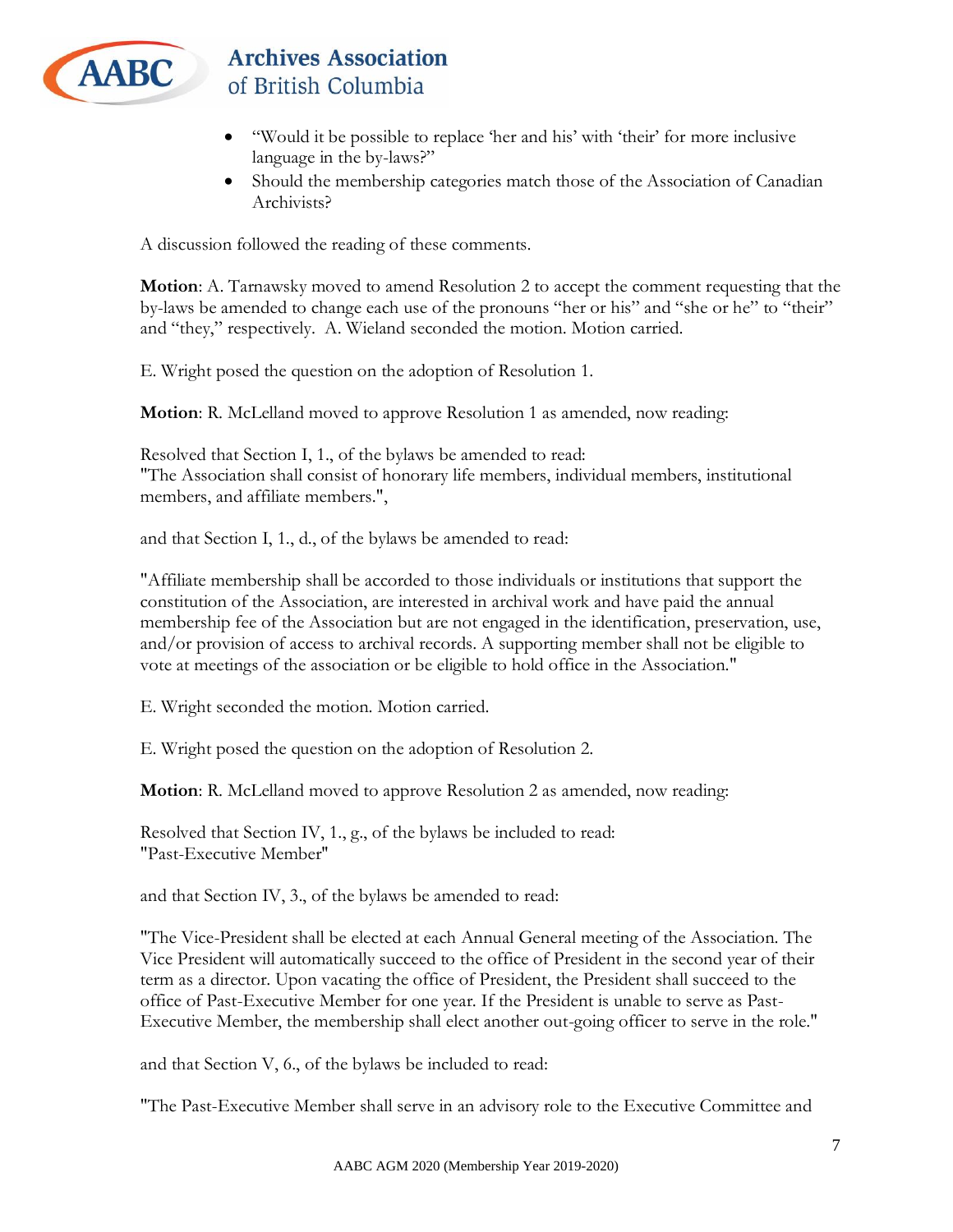- "Would it be possible to replace 'her and his' with 'their' for more inclusive language in the by-laws?"
- Should the membership categories match those of the Association of Canadian Archivists?

A discussion followed the reading of these comments.

**Motion**: A. Tarnawsky moved to amend Resolution 2 to accept the comment requesting that the by-laws be amended to change each use of the pronouns "her or his" and "she or he" to "their" and "they," respectively. A. Wieland seconded the motion. Motion carried.

E. Wright posed the question on the adoption of Resolution 1.

**Motion**: R. McLelland moved to approve Resolution 1 as amended, now reading:

Resolved that Section I, 1., of the bylaws be amended to read:
"The Association shall consist of honorary life members, individual members, institutional members, and affiliate members.",

and that Section I, 1., d., of the bylaws be amended to read:

"Affiliate membership shall be accorded to those individuals or institutions that support the constitution of the Association, are interested in archival work and have paid the annual membership fee of the Association but are not engaged in the identification, preservation, use, and/or provision of access to archival records. A supporting member shall not be eligible to vote at meetings of the association or be eligible to hold office in the Association."

E. Wright seconded the motion. Motion carried.

E. Wright posed the question on the adoption of Resolution 2.

**Motion**: R. McLelland moved to approve Resolution 2 as amended, now reading:

Resolved that Section IV, 1., g., of the bylaws be included to read:
"Past-Executive Member"

and that Section IV, 3., of the bylaws be amended to read:

"The Vice-President shall be elected at each Annual General meeting of the Association. The Vice President will automatically succeed to the office of President in the second year of their term as a director. Upon vacating the office of President, the President shall succeed to the office of Past-Executive Member for one year. If the President is unable to serve as Past-Executive Member, the membership shall elect another out-going officer to serve in the role."

and that Section V, 6., of the bylaws be included to read:

"The Past-Executive Member shall serve in an advisory role to the Executive Committee and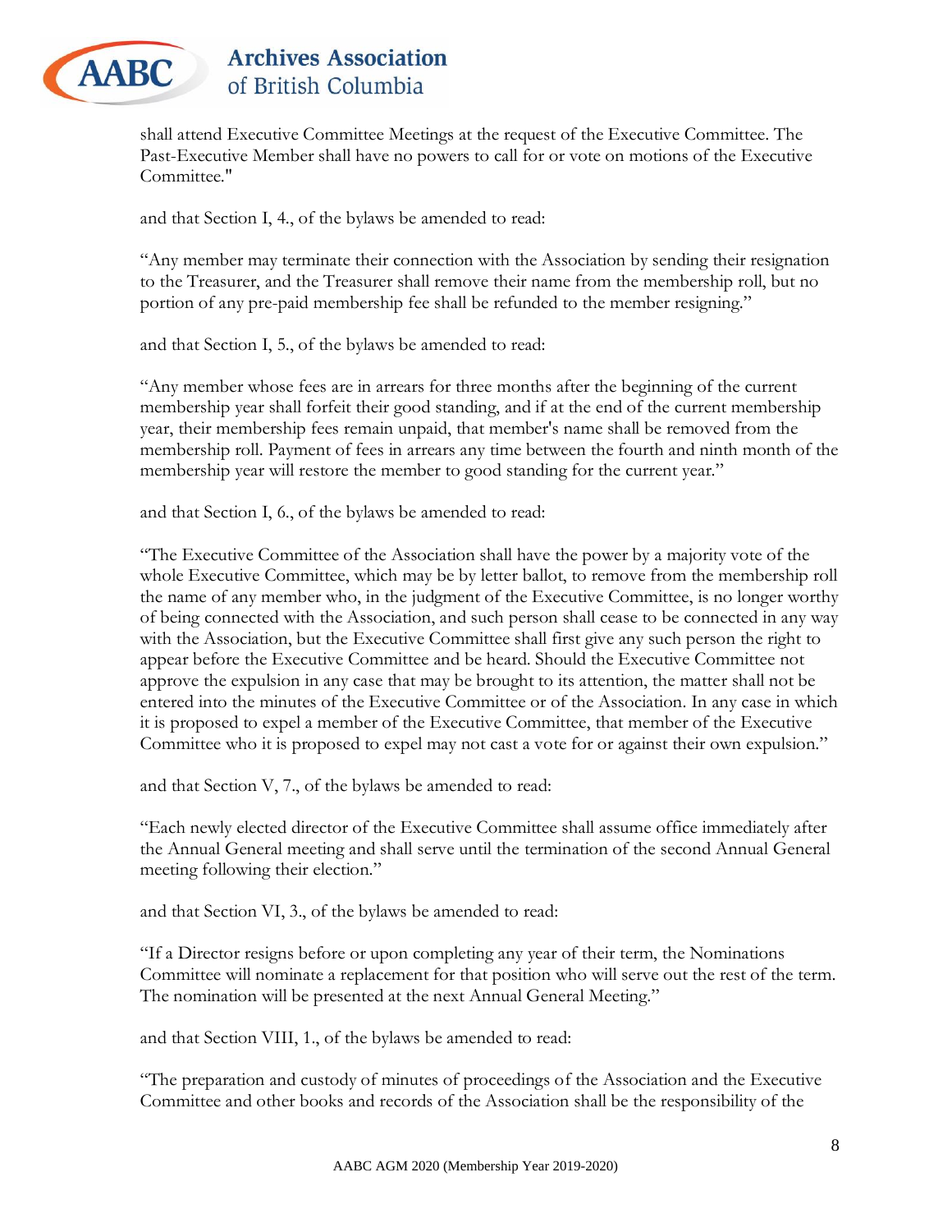shall attend Executive Committee Meetings at the request of the Executive Committee. The Past-Executive Member shall have no powers to call for or vote on motions of the Executive Committee."

and that Section I, 4., of the bylaws be amended to read:

"Any member may terminate their connection with the Association by sending their resignation to the Treasurer, and the Treasurer shall remove their name from the membership roll, but no portion of any pre-paid membership fee shall be refunded to the member resigning."

and that Section I, 5., of the bylaws be amended to read:

"Any member whose fees are in arrears for three months after the beginning of the current membership year shall forfeit their good standing, and if at the end of the current membership year, their membership fees remain unpaid, that member's name shall be removed from the membership roll. Payment of fees in arrears any time between the fourth and ninth month of the membership year will restore the member to good standing for the current year."

and that Section I, 6., of the bylaws be amended to read:

"The Executive Committee of the Association shall have the power by a majority vote of the whole Executive Committee, which may be by letter ballot, to remove from the membership roll the name of any member who, in the judgment of the Executive Committee, is no longer worthy of being connected with the Association, and such person shall cease to be connected in any way with the Association, but the Executive Committee shall first give any such person the right to appear before the Executive Committee and be heard. Should the Executive Committee not approve the expulsion in any case that may be brought to its attention, the matter shall not be entered into the minutes of the Executive Committee or of the Association. In any case in which it is proposed to expel a member of the Executive Committee, that member of the Executive Committee who it is proposed to expel may not cast a vote for or against their own expulsion."

and that Section V, 7., of the bylaws be amended to read:

"Each newly elected director of the Executive Committee shall assume office immediately after the Annual General meeting and shall serve until the termination of the second Annual General meeting following their election."

and that Section VI, 3., of the bylaws be amended to read:

"If a Director resigns before or upon completing any year of their term, the Nominations Committee will nominate a replacement for that position who will serve out the rest of the term. The nomination will be presented at the next Annual General Meeting."

and that Section VIII, 1., of the bylaws be amended to read:

"The preparation and custody of minutes of proceedings of the Association and the Executive Committee and other books and records of the Association shall be the responsibility of the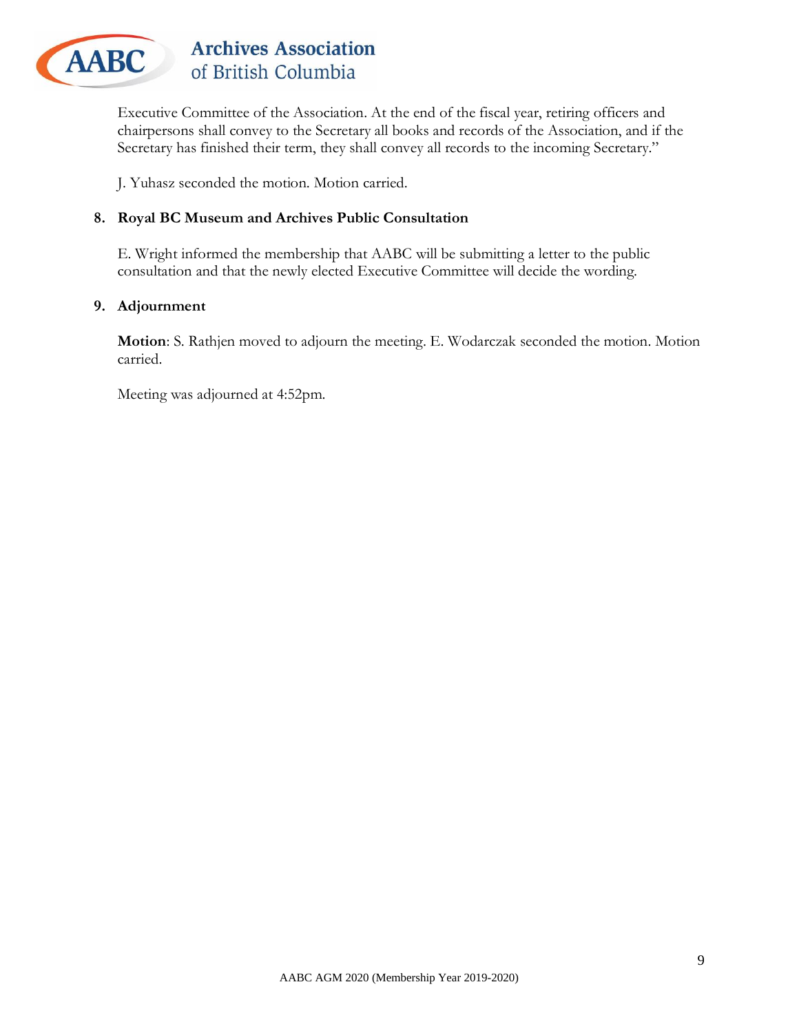Executive Committee of the Association. At the end of the fiscal year, retiring officers and chairpersons shall convey to the Secretary all books and records of the Association, and if the Secretary has finished their term, they shall convey all records to the incoming Secretary."

J. Yuhasz seconded the motion. Motion carried.

**8. Royal BC Museum and Archives Public Consultation**

E. Wright informed the membership that AABC will be submitting a letter to the public consultation and that the newly elected Executive Committee will decide the wording.

**9. Adjournment**

**Motion**: S. Rathjen moved to adjourn the meeting. E. Wodarczak seconded the motion. Motion carried.

Meeting was adjourned at 4:52pm.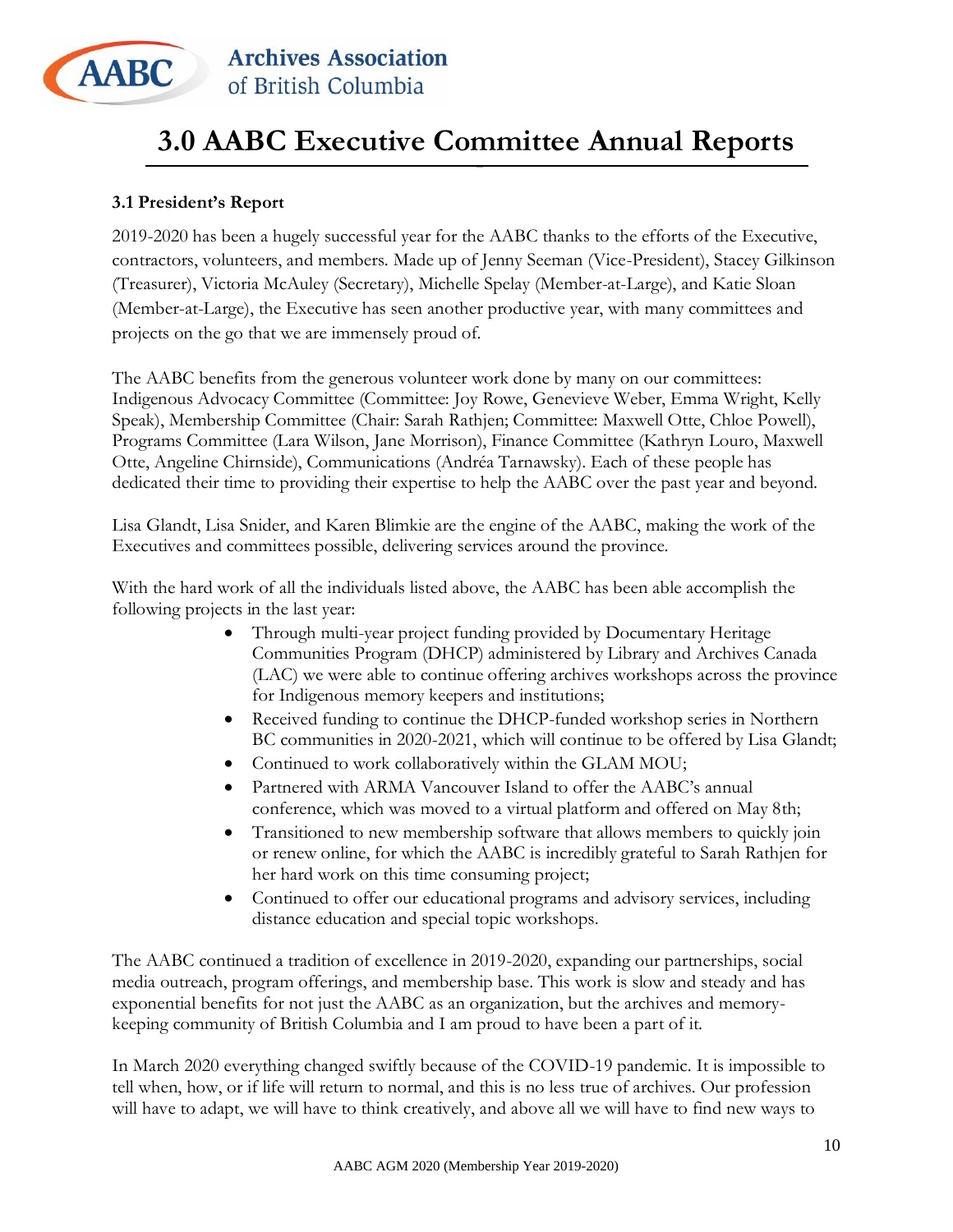# 3.0 AABC Executive Committee Annual Reports

### 3.1 President's Report

2019-2020 has been a hugely successful year for the AABC thanks to the efforts of the Executive, contractors, volunteers, and members. Made up of Jenny Seeman (Vice-President), Stacey Gilkinson (Treasurer), Victoria McAuley (Secretary), Michelle Spelay (Member-at-Large), and Katie Sloan (Member-at-Large), the Executive has seen another productive year, with many committees and projects on the go that we are immensely proud of.

The AABC benefits from the generous volunteer work done by many on our committees: Indigenous Advocacy Committee (Committee: Joy Rowe, Genevieve Weber, Emma Wright, Kelly Speak), Membership Committee (Chair: Sarah Rathjen; Committee: Maxwell Otte, Chloe Powell), Programs Committee (Lara Wilson, Jane Morrison), Finance Committee (Kathryn Louro, Maxwell Otte, Angeline Chirnside), Communications (Andréa Tarnawsky). Each of these people has dedicated their time to providing their expertise to help the AABC over the past year and beyond.

Lisa Glandt, Lisa Snider, and Karen Blimkie are the engine of the AABC, making the work of the Executives and committees possible, delivering services around the province.

With the hard work of all the individuals listed above, the AABC has been able accomplish the following projects in the last year:

- Through multi-year project funding provided by Documentary Heritage Communities Program (DHCP) administered by Library and Archives Canada (LAC) we were able to continue offering archives workshops across the province for Indigenous memory keepers and institutions;
- Received funding to continue the DHCP-funded workshop series in Northern BC communities in 2020-2021, which will continue to be offered by Lisa Glandt;
- Continued to work collaboratively within the GLAM MOU;
- Partnered with ARMA Vancouver Island to offer the AABC's annual conference, which was moved to a virtual platform and offered on May 8th;
- Transitioned to new membership software that allows members to quickly join or renew online, for which the AABC is incredibly grateful to Sarah Rathjen for her hard work on this time consuming project;
- Continued to offer our educational programs and advisory services, including distance education and special topic workshops.

The AABC continued a tradition of excellence in 2019-2020, expanding our partnerships, social media outreach, program offerings, and membership base. This work is slow and steady and has exponential benefits for not just the AABC as an organization, but the archives and memory-keeping community of British Columbia and I am proud to have been a part of it.

In March 2020 everything changed swiftly because of the COVID-19 pandemic. It is impossible to tell when, how, or if life will return to normal, and this is no less true of archives. Our profession will have to adapt, we will have to think creatively, and above all we will have to find new ways to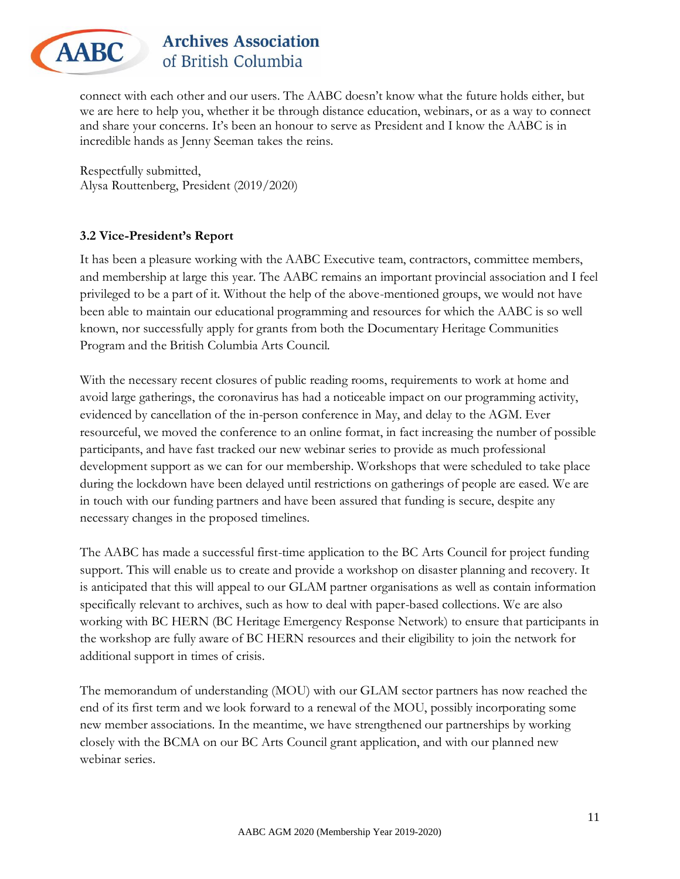connect with each other and our users. The AABC doesn't know what the future holds either, but we are here to help you, whether it be through distance education, webinars, or as a way to connect and share your concerns. It's been an honour to serve as President and I know the AABC is in incredible hands as Jenny Seeman takes the reins.

Respectfully submitted,
Alysa Routtenberg, President (2019/2020)

### 3.2 Vice-President's Report

It has been a pleasure working with the AABC Executive team, contractors, committee members, and membership at large this year. The AABC remains an important provincial association and I feel privileged to be a part of it. Without the help of the above-mentioned groups, we would not have been able to maintain our educational programming and resources for which the AABC is so well known, nor successfully apply for grants from both the Documentary Heritage Communities Program and the British Columbia Arts Council.

With the necessary recent closures of public reading rooms, requirements to work at home and avoid large gatherings, the coronavirus has had a noticeable impact on our programming activity, evidenced by cancellation of the in-person conference in May, and delay to the AGM. Ever resourceful, we moved the conference to an online format, in fact increasing the number of possible participants, and have fast tracked our new webinar series to provide as much professional development support as we can for our membership. Workshops that were scheduled to take place during the lockdown have been delayed until restrictions on gatherings of people are eased. We are in touch with our funding partners and have been assured that funding is secure, despite any necessary changes in the proposed timelines.

The AABC has made a successful first-time application to the BC Arts Council for project funding support. This will enable us to create and provide a workshop on disaster planning and recovery. It is anticipated that this will appeal to our GLAM partner organisations as well as contain information specifically relevant to archives, such as how to deal with paper-based collections. We are also working with BC HERN (BC Heritage Emergency Response Network) to ensure that participants in the workshop are fully aware of BC HERN resources and their eligibility to join the network for additional support in times of crisis.

The memorandum of understanding (MOU) with our GLAM sector partners has now reached the end of its first term and we look forward to a renewal of the MOU, possibly incorporating some new member associations. In the meantime, we have strengthened our partnerships by working closely with the BCMA on our BC Arts Council grant application, and with our planned new webinar series.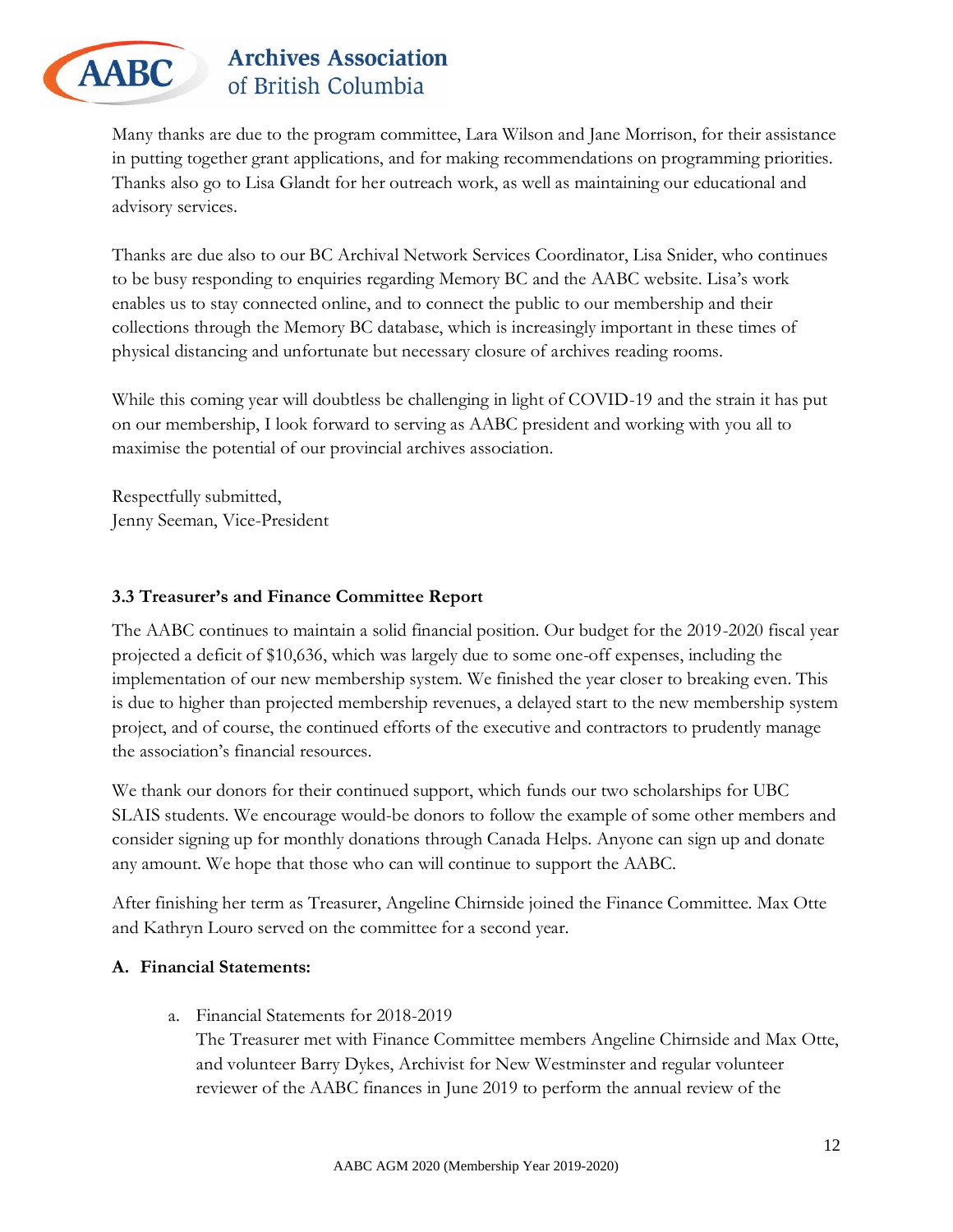Many thanks are due to the program committee, Lara Wilson and Jane Morrison, for their assistance in putting together grant applications, and for making recommendations on programming priorities. Thanks also go to Lisa Glandt for her outreach work, as well as maintaining our educational and advisory services.

Thanks are due also to our BC Archival Network Services Coordinator, Lisa Snider, who continues to be busy responding to enquiries regarding Memory BC and the AABC website. Lisa's work enables us to stay connected online, and to connect the public to our membership and their collections through the Memory BC database, which is increasingly important in these times of physical distancing and unfortunate but necessary closure of archives reading rooms.

While this coming year will doubtless be challenging in light of COVID-19 and the strain it has put on our membership, I look forward to serving as AABC president and working with you all to maximise the potential of our provincial archives association.

Respectfully submitted,
Jenny Seeman, Vice-President

### 3.3 Treasurer's and Finance Committee Report

The AABC continues to maintain a solid financial position. Our budget for the 2019-2020 fiscal year projected a deficit of $10,636, which was largely due to some one-off expenses, including the implementation of our new membership system. We finished the year closer to breaking even. This is due to higher than projected membership revenues, a delayed start to the new membership system project, and of course, the continued efforts of the executive and contractors to prudently manage the association's financial resources.

We thank our donors for their continued support, which funds our two scholarships for UBC SLAIS students. We encourage would-be donors to follow the example of some other members and consider signing up for monthly donations through Canada Helps. Anyone can sign up and donate any amount. We hope that those who can will continue to support the AABC.

After finishing her term as Treasurer, Angeline Chirnside joined the Finance Committee. Max Otte and Kathryn Louro served on the committee for a second year.

**A. Financial Statements:**

a. Financial Statements for 2018-2019
The Treasurer met with Finance Committee members Angeline Chirnside and Max Otte, and volunteer Barry Dykes, Archivist for New Westminster and regular volunteer reviewer of the AABC finances in June 2019 to perform the annual review of the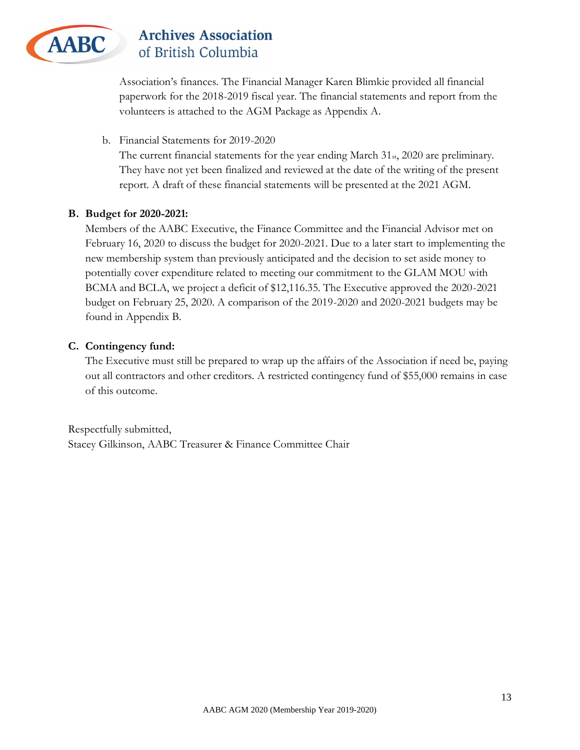Association's finances. The Financial Manager Karen Blimkie provided all financial paperwork for the 2018-2019 fiscal year. The financial statements and report from the volunteers is attached to the AGM Package as Appendix A.

b. Financial Statements for 2019-2020

The current financial statements for the year ending March 31st, 2020 are preliminary. They have not yet been finalized and reviewed at the date of the writing of the present report. A draft of these financial statements will be presented at the 2021 AGM.

**B. Budget for 2020-2021:**

Members of the AABC Executive, the Finance Committee and the Financial Advisor met on February 16, 2020 to discuss the budget for 2020-2021. Due to a later start to implementing the new membership system than previously anticipated and the decision to set aside money to potentially cover expenditure related to meeting our commitment to the GLAM MOU with BCMA and BCLA, we project a deficit of $12,116.35. The Executive approved the 2020-2021 budget on February 25, 2020. A comparison of the 2019-2020 and 2020-2021 budgets may be found in Appendix B.

**C. Contingency fund:**

The Executive must still be prepared to wrap up the affairs of the Association if need be, paying out all contractors and other creditors. A restricted contingency fund of $55,000 remains in case of this outcome.

Respectfully submitted,
Stacey Gilkinson, AABC Treasurer & Finance Committee Chair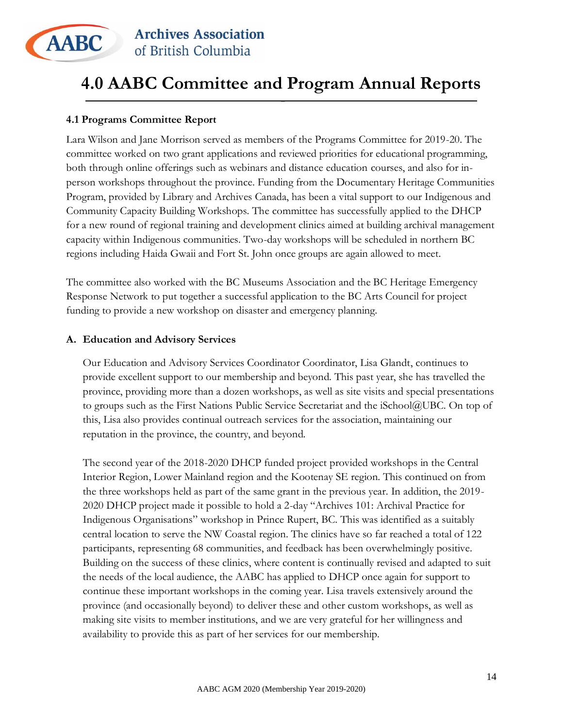# 4.0 AABC Committee and Program Annual Reports

### 4.1 Programs Committee Report

Lara Wilson and Jane Morrison served as members of the Programs Committee for 2019-20. The committee worked on two grant applications and reviewed priorities for educational programming, both through online offerings such as webinars and distance education courses, and also for in-person workshops throughout the province. Funding from the Documentary Heritage Communities Program, provided by Library and Archives Canada, has been a vital support to our Indigenous and Community Capacity Building Workshops. The committee has successfully applied to the DHCP for a new round of regional training and development clinics aimed at building archival management capacity within Indigenous communities. Two-day workshops will be scheduled in northern BC regions including Haida Gwaii and Fort St. John once groups are again allowed to meet.

The committee also worked with the BC Museums Association and the BC Heritage Emergency Response Network to put together a successful application to the BC Arts Council for project funding to provide a new workshop on disaster and emergency planning.

#### A. Education and Advisory Services

Our Education and Advisory Services Coordinator Coordinator, Lisa Glandt, continues to provide excellent support to our membership and beyond. This past year, she has travelled the province, providing more than a dozen workshops, as well as site visits and special presentations to groups such as the First Nations Public Service Secretariat and the iSchool@UBC. On top of this, Lisa also provides continual outreach services for the association, maintaining our reputation in the province, the country, and beyond.

The second year of the 2018-2020 DHCP funded project provided workshops in the Central Interior Region, Lower Mainland region and the Kootenay SE region. This continued on from the three workshops held as part of the same grant in the previous year. In addition, the 2019-2020 DHCP project made it possible to hold a 2-day "Archives 101: Archival Practice for Indigenous Organisations" workshop in Prince Rupert, BC. This was identified as a suitably central location to serve the NW Coastal region. The clinics have so far reached a total of 122 participants, representing 68 communities, and feedback has been overwhelmingly positive. Building on the success of these clinics, where content is continually revised and adapted to suit the needs of the local audience, the AABC has applied to DHCP once again for support to continue these important workshops in the coming year. Lisa travels extensively around the province (and occasionally beyond) to deliver these and other custom workshops, as well as making site visits to member institutions, and we are very grateful for her willingness and availability to provide this as part of her services for our membership.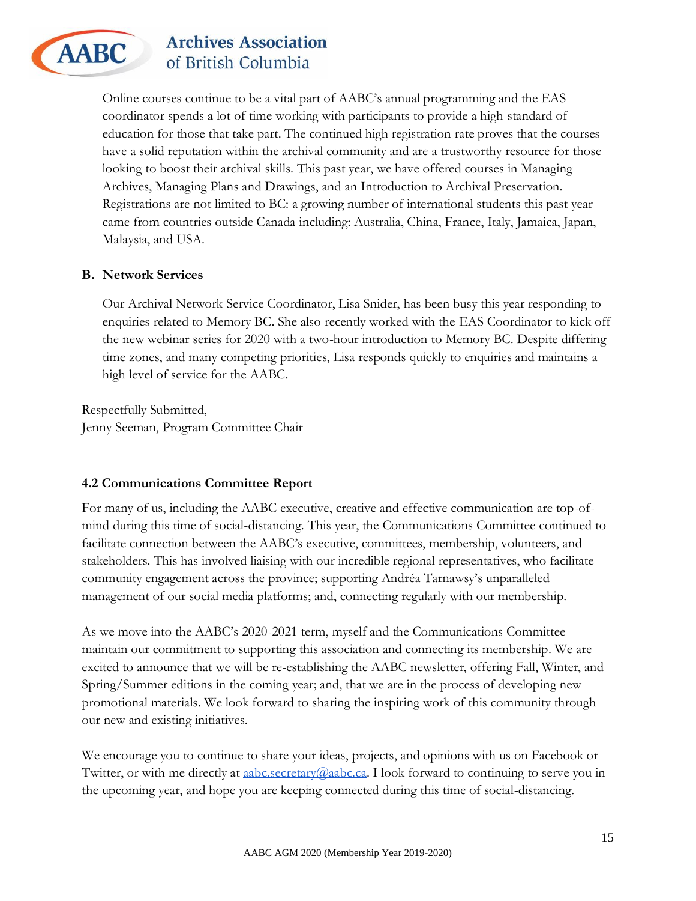Online courses continue to be a vital part of AABC's annual programming and the EAS coordinator spends a lot of time working with participants to provide a high standard of education for those that take part. The continued high registration rate proves that the courses have a solid reputation within the archival community and are a trustworthy resource for those looking to boost their archival skills. This past year, we have offered courses in Managing Archives, Managing Plans and Drawings, and an Introduction to Archival Preservation. Registrations are not limited to BC: a growing number of international students this past year came from countries outside Canada including: Australia, China, France, Italy, Jamaica, Japan, Malaysia, and USA.

**B. Network Services**

Our Archival Network Service Coordinator, Lisa Snider, has been busy this year responding to enquiries related to Memory BC. She also recently worked with the EAS Coordinator to kick off the new webinar series for 2020 with a two-hour introduction to Memory BC. Despite differing time zones, and many competing priorities, Lisa responds quickly to enquiries and maintains a high level of service for the AABC.

Respectfully Submitted,
Jenny Seeman, Program Committee Chair

### 4.2 Communications Committee Report

For many of us, including the AABC executive, creative and effective communication are top-of-mind during this time of social-distancing. This year, the Communications Committee continued to facilitate connection between the AABC's executive, committees, membership, volunteers, and stakeholders. This has involved liaising with our incredible regional representatives, who facilitate community engagement across the province; supporting Andréa Tarnawsy's unparalleled management of our social media platforms; and, connecting regularly with our membership.

As we move into the AABC's 2020-2021 term, myself and the Communications Committee maintain our commitment to supporting this association and connecting its membership. We are excited to announce that we will be re-establishing the AABC newsletter, offering Fall, Winter, and Spring/Summer editions in the coming year; and, that we are in the process of developing new promotional materials. We look forward to sharing the inspiring work of this community through our new and existing initiatives.

We encourage you to continue to share your ideas, projects, and opinions with us on Facebook or Twitter, or with me directly at aabc.secretary@aabc.ca. I look forward to continuing to serve you in the upcoming year, and hope you are keeping connected during this time of social-distancing.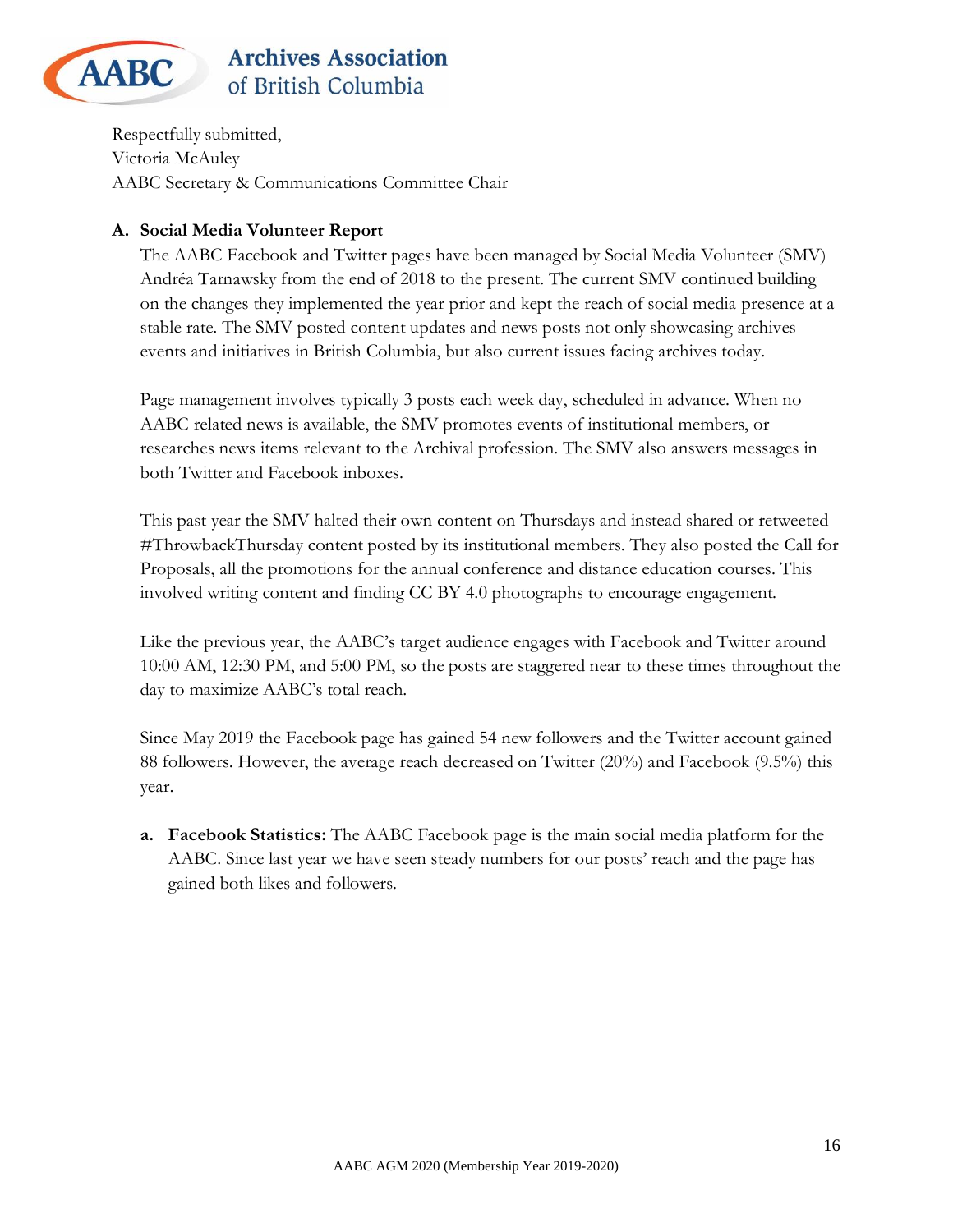Respectfully submitted,
Victoria McAuley
AABC Secretary & Communications Committee Chair

**A. Social Media Volunteer Report**

The AABC Facebook and Twitter pages have been managed by Social Media Volunteer (SMV) Andréa Tarnawsky from the end of 2018 to the present. The current SMV continued building on the changes they implemented the year prior and kept the reach of social media presence at a stable rate. The SMV posted content updates and news posts not only showcasing archives events and initiatives in British Columbia, but also current issues facing archives today.

Page management involves typically 3 posts each week day, scheduled in advance. When no AABC related news is available, the SMV promotes events of institutional members, or researches news items relevant to the Archival profession. The SMV also answers messages in both Twitter and Facebook inboxes.

This past year the SMV halted their own content on Thursdays and instead shared or retweeted #ThrowbackThursday content posted by its institutional members. They also posted the Call for Proposals, all the promotions for the annual conference and distance education courses. This involved writing content and finding CC BY 4.0 photographs to encourage engagement.

Like the previous year, the AABC's target audience engages with Facebook and Twitter around 10:00 AM, 12:30 PM, and 5:00 PM, so the posts are staggered near to these times throughout the day to maximize AABC's total reach.

Since May 2019 the Facebook page has gained 54 new followers and the Twitter account gained 88 followers. However, the average reach decreased on Twitter (20%) and Facebook (9.5%) this year.

**a. Facebook Statistics:** The AABC Facebook page is the main social media platform for the AABC. Since last year we have seen steady numbers for our posts' reach and the page has gained both likes and followers.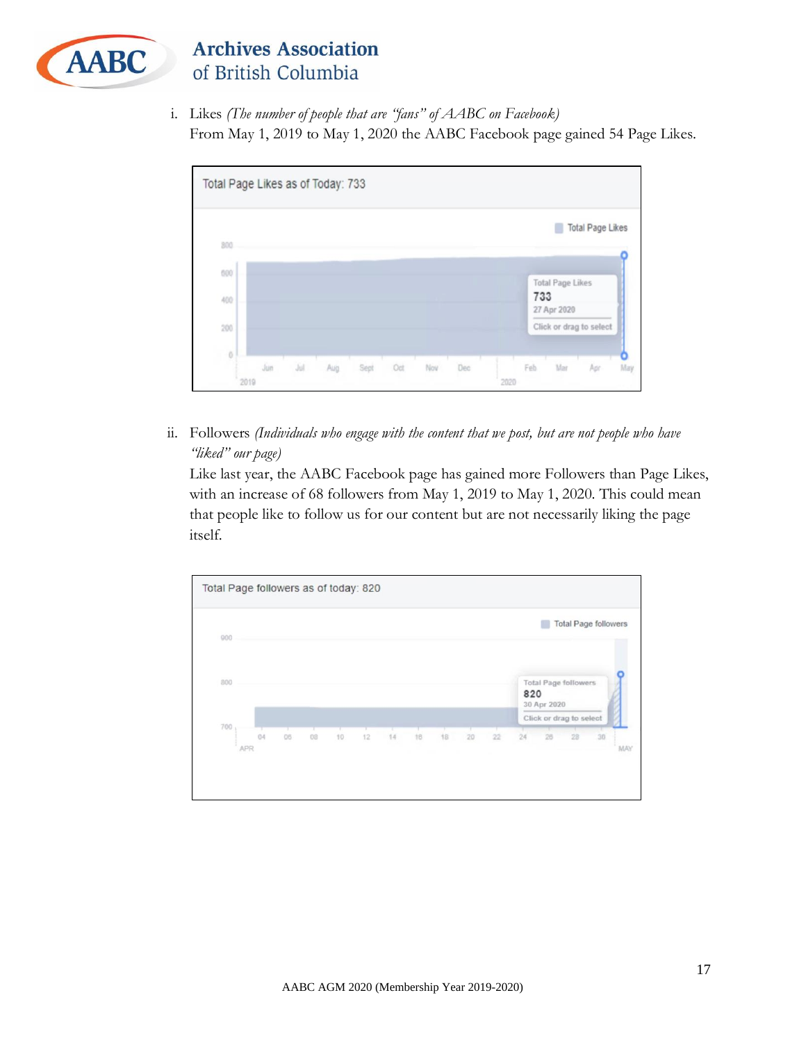i. Likes *(The number of people that are "fans" of AABC on Facebook)*
From May 1, 2019 to May 1, 2020 the AABC Facebook page gained 54 Page Likes.

Total Page Likes as of Today: 733

ii. Followers *(Individuals who engage with the content that we post, but are not people who have "liked" our page)*
Like last year, the AABC Facebook page has gained more Followers than Page Likes, with an increase of 68 followers from May 1, 2019 to May 1, 2020. This could mean that people like to follow us for our content but are not necessarily liking the page itself.

Total Page followers as of today: 820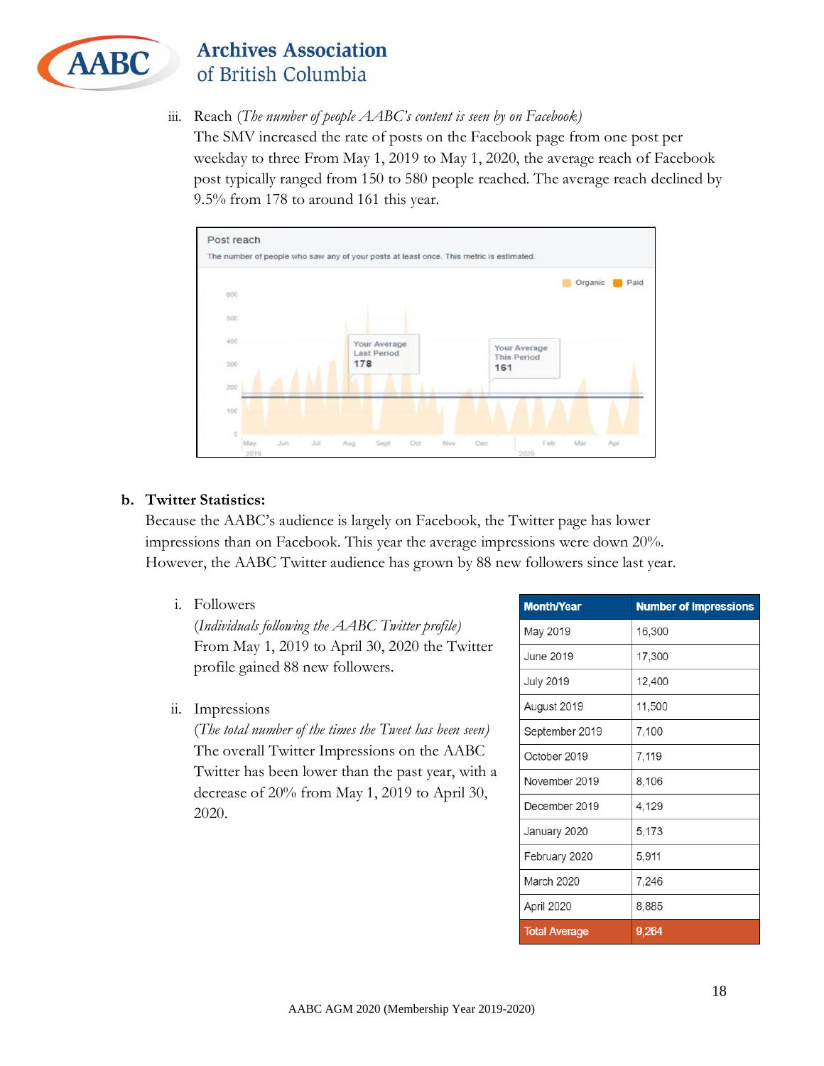iii. Reach *(The number of people AABC's content is seen by on Facebook)*
The SMV increased the rate of posts on the Facebook page from one post per weekday to three From May 1, 2019 to May 1, 2020, the average reach of Facebook post typically ranged from 150 to 580 people reached. The average reach declined by 9.5% from 178 to around 161 this year.

**b. Twitter Statistics:**

Because the AABC's audience is largely on Facebook, the Twitter page has lower impressions than on Facebook. This year the average impressions were down 20%. However, the AABC Twitter audience has grown by 88 new followers since last year.

i. Followers
*(Individuals following the AABC Twitter profile)*
From May 1, 2019 to April 30, 2020 the Twitter profile gained 88 new followers.

ii. Impressions
*(The total number of the times the Tweet has been seen)*
The overall Twitter Impressions on the AABC Twitter has been lower than the past year, with a decrease of 20% from May 1, 2019 to April 30, 2020.

| Month/Year | Number of Impressions |
|---|---|
| May 2019 | 16,300 |
| June 2019 | 17,300 |
| July 2019 | 12,400 |
| August 2019 | 11,500 |
| September 2019 | 7,100 |
| October 2019 | 7,119 |
| November 2019 | 8,106 |
| December 2019 | 4,129 |
| January 2020 | 5,173 |
| February 2020 | 5,911 |
| March 2020 | 7,246 |
| April 2020 | 8,885 |
| Total Average | 9,264 |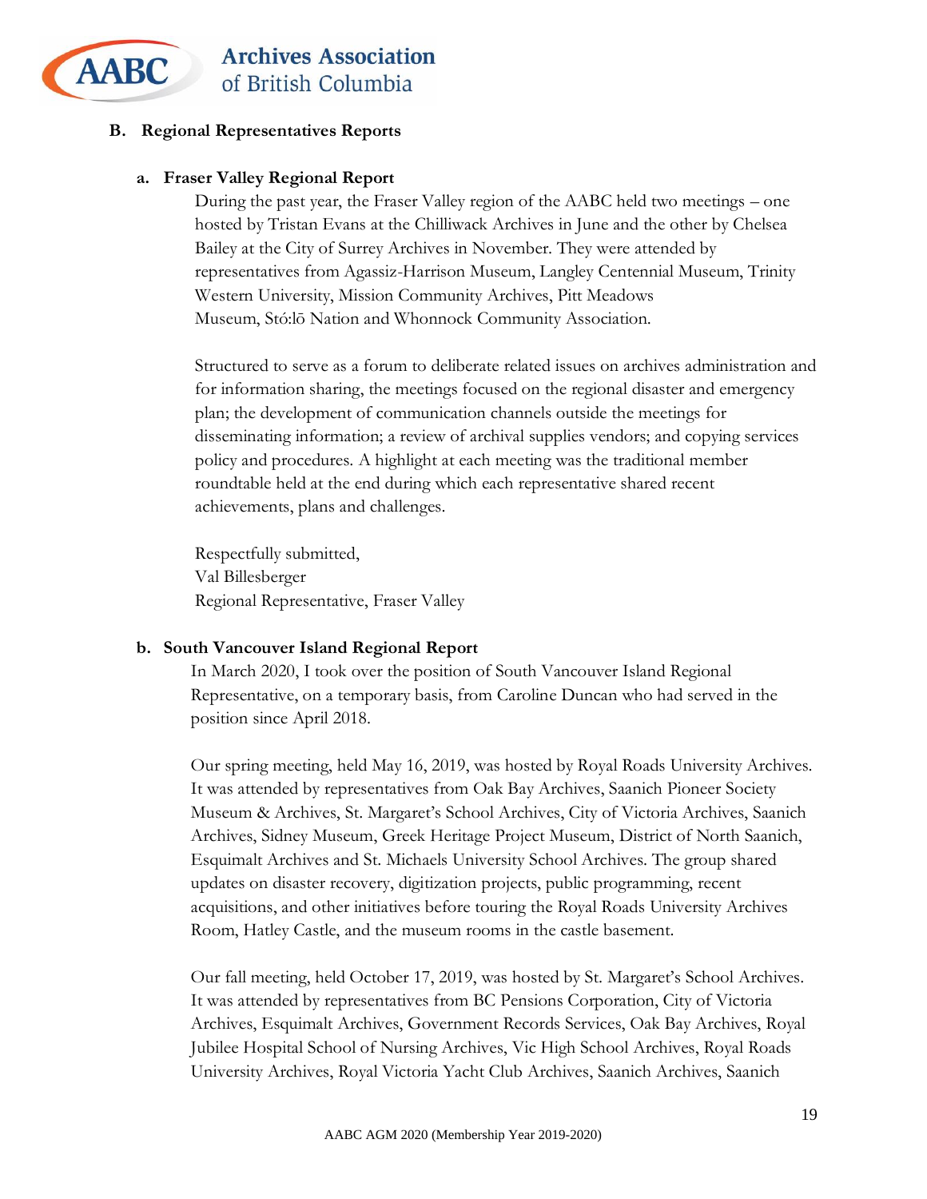## B. Regional Representatives Reports

### a. Fraser Valley Regional Report

During the past year, the Fraser Valley region of the AABC held two meetings – one hosted by Tristan Evans at the Chilliwack Archives in June and the other by Chelsea Bailey at the City of Surrey Archives in November. They were attended by representatives from Agassiz-Harrison Museum, Langley Centennial Museum, Trinity Western University, Mission Community Archives, Pitt Meadows Museum, Stó:lō Nation and Whonnock Community Association.

Structured to serve as a forum to deliberate related issues on archives administration and for information sharing, the meetings focused on the regional disaster and emergency plan; the development of communication channels outside the meetings for disseminating information; a review of archival supplies vendors; and copying services policy and procedures. A highlight at each meeting was the traditional member roundtable held at the end during which each representative shared recent achievements, plans and challenges.

Respectfully submitted,
Val Billesberger
Regional Representative, Fraser Valley

### b. South Vancouver Island Regional Report

In March 2020, I took over the position of South Vancouver Island Regional Representative, on a temporary basis, from Caroline Duncan who had served in the position since April 2018.

Our spring meeting, held May 16, 2019, was hosted by Royal Roads University Archives. It was attended by representatives from Oak Bay Archives, Saanich Pioneer Society Museum & Archives, St. Margaret's School Archives, City of Victoria Archives, Saanich Archives, Sidney Museum, Greek Heritage Project Museum, District of North Saanich, Esquimalt Archives and St. Michaels University School Archives. The group shared updates on disaster recovery, digitization projects, public programming, recent acquisitions, and other initiatives before touring the Royal Roads University Archives Room, Hatley Castle, and the museum rooms in the castle basement.

Our fall meeting, held October 17, 2019, was hosted by St. Margaret's School Archives. It was attended by representatives from BC Pensions Corporation, City of Victoria Archives, Esquimalt Archives, Government Records Services, Oak Bay Archives, Royal Jubilee Hospital School of Nursing Archives, Vic High School Archives, Royal Roads University Archives, Royal Victoria Yacht Club Archives, Saanich Archives, Saanich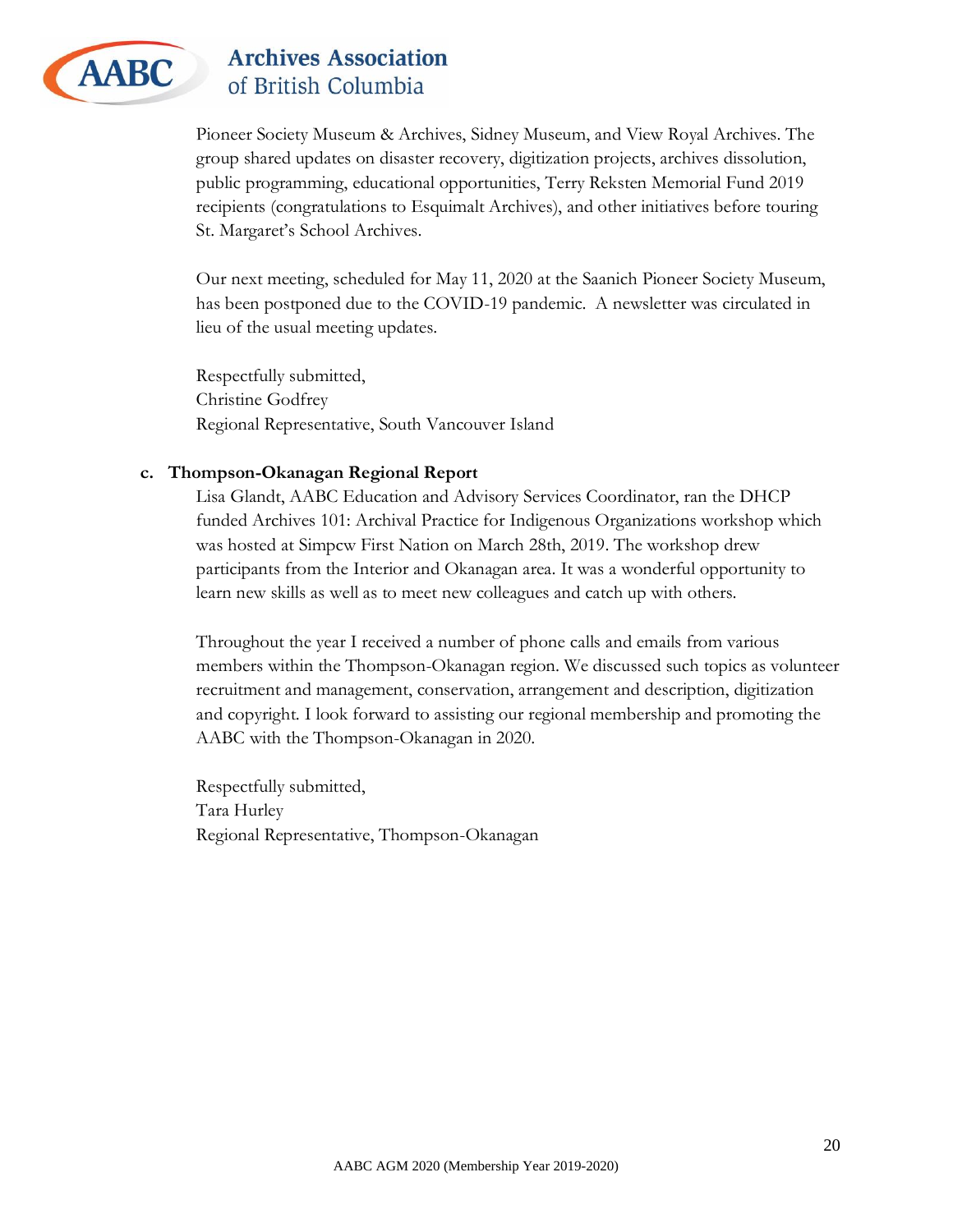Pioneer Society Museum & Archives, Sidney Museum, and View Royal Archives. The group shared updates on disaster recovery, digitization projects, archives dissolution, public programming, educational opportunities, Terry Reksten Memorial Fund 2019 recipients (congratulations to Esquimalt Archives), and other initiatives before touring St. Margaret's School Archives.

Our next meeting, scheduled for May 11, 2020 at the Saanich Pioneer Society Museum, has been postponed due to the COVID-19 pandemic. A newsletter was circulated in lieu of the usual meeting updates.

Respectfully submitted,
Christine Godfrey
Regional Representative, South Vancouver Island

**c. Thompson-Okanagan Regional Report**

Lisa Glandt, AABC Education and Advisory Services Coordinator, ran the DHCP funded Archives 101: Archival Practice for Indigenous Organizations workshop which was hosted at Simpcw First Nation on March 28th, 2019. The workshop drew participants from the Interior and Okanagan area. It was a wonderful opportunity to learn new skills as well as to meet new colleagues and catch up with others.

Throughout the year I received a number of phone calls and emails from various members within the Thompson-Okanagan region. We discussed such topics as volunteer recruitment and management, conservation, arrangement and description, digitization and copyright. I look forward to assisting our regional membership and promoting the AABC with the Thompson-Okanagan in 2020.

Respectfully submitted,
Tara Hurley
Regional Representative, Thompson-Okanagan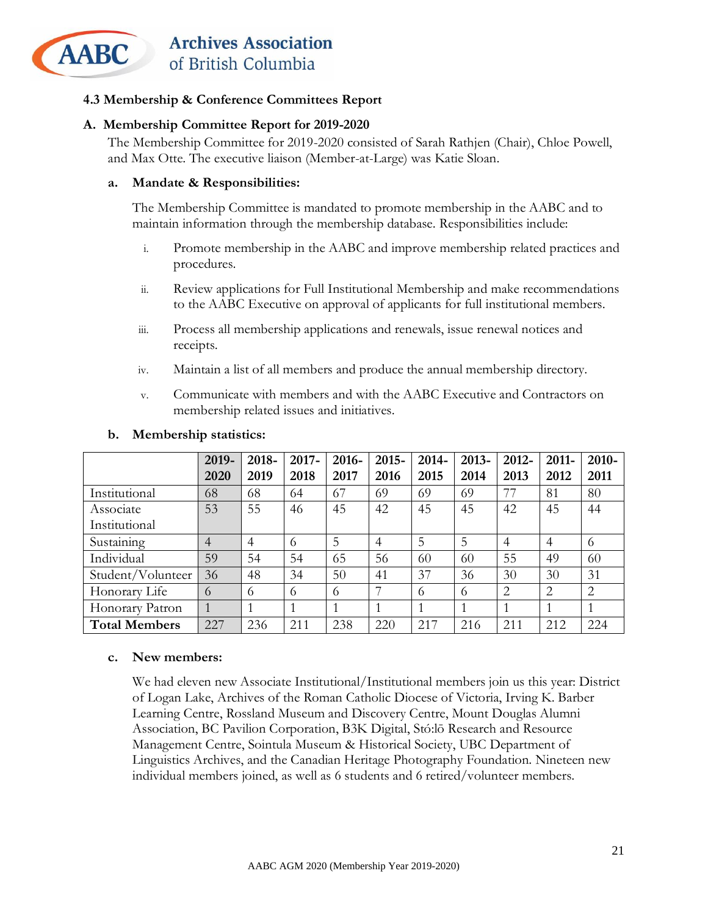## 4.3 Membership & Conference Committees Report

### A. Membership Committee Report for 2019-2020

The Membership Committee for 2019-2020 consisted of Sarah Rathjen (Chair), Chloe Powell, and Max Otte. The executive liaison (Member-at-Large) was Katie Sloan.

#### a. Mandate & Responsibilities:

The Membership Committee is mandated to promote membership in the AABC and to maintain information through the membership database. Responsibilities include:

i. Promote membership in the AABC and improve membership related practices and procedures.

ii. Review applications for Full Institutional Membership and make recommendations to the AABC Executive on approval of applicants for full institutional members.

iii. Process all membership applications and renewals, issue renewal notices and receipts.

iv. Maintain a list of all members and produce the annual membership directory.

v. Communicate with members and with the AABC Executive and Contractors on membership related issues and initiatives.

#### b. Membership statistics:

| | 2019-2020 | 2018-2019 | 2017-2018 | 2016-2017 | 2015-2016 | 2014-2015 | 2013-2014 | 2012-2013 | 2011-2012 | 2010-2011 |
|---|---|---|---|---|---|---|---|---|---|---|
| Institutional | 68 | 68 | 64 | 67 | 69 | 69 | 69 | 77 | 81 | 80 |
| Associate Institutional | 53 | 55 | 46 | 45 | 42 | 45 | 45 | 42 | 45 | 44 |
| Sustaining | 4 | 4 | 6 | 5 | 4 | 5 | 5 | 4 | 4 | 6 |
| Individual | 59 | 54 | 54 | 65 | 56 | 60 | 60 | 55 | 49 | 60 |
| Student/Volunteer | 36 | 48 | 34 | 50 | 41 | 37 | 36 | 30 | 30 | 31 |
| Honorary Life | 6 | 6 | 6 | 6 | 7 | 6 | 6 | 2 | 2 | 2 |
| Honorary Patron | 1 | 1 | 1 | 1 | 1 | 1 | 1 | 1 | 1 | 1 |
| **Total Members** | 227 | 236 | 211 | 238 | 220 | 217 | 216 | 211 | 212 | 224 |

#### c. New members:

We had eleven new Associate Institutional/Institutional members join us this year: District of Logan Lake, Archives of the Roman Catholic Diocese of Victoria, Irving K. Barber Learning Centre, Rossland Museum and Discovery Centre, Mount Douglas Alumni Association, BC Pavilion Corporation, B3K Digital, Stó:lō Research and Resource Management Centre, Sointula Museum & Historical Society, UBC Department of Linguistics Archives, and the Canadian Heritage Photography Foundation. Nineteen new individual members joined, as well as 6 students and 6 retired/volunteer members.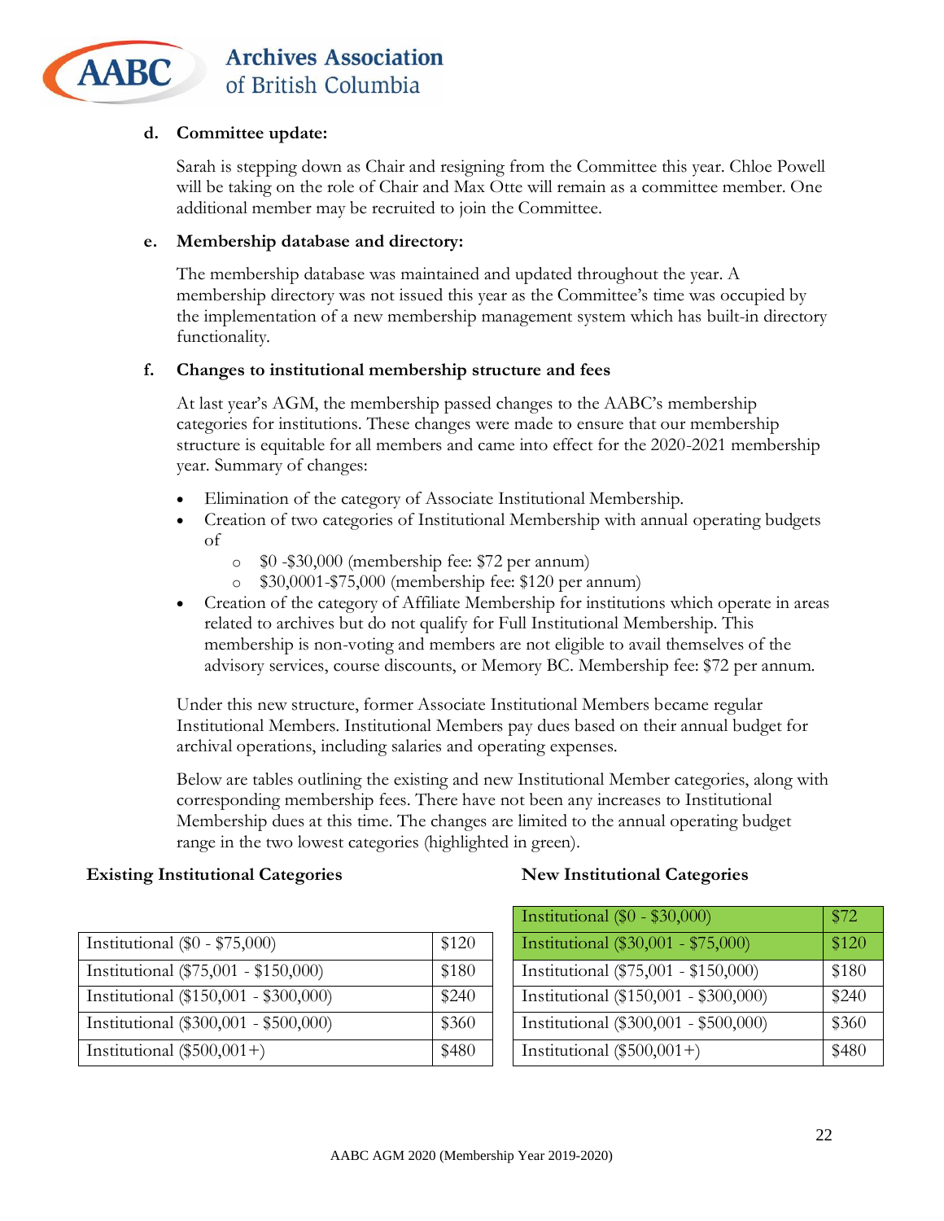**d. Committee update:**

Sarah is stepping down as Chair and resigning from the Committee this year. Chloe Powell will be taking on the role of Chair and Max Otte will remain as a committee member. One additional member may be recruited to join the Committee.

**e. Membership database and directory:**

The membership database was maintained and updated throughout the year. A membership directory was not issued this year as the Committee's time was occupied by the implementation of a new membership management system which has built-in directory functionality.

**f. Changes to institutional membership structure and fees**

At last year's AGM, the membership passed changes to the AABC's membership categories for institutions. These changes were made to ensure that our membership structure is equitable for all members and came into effect for the 2020-2021 membership year. Summary of changes:

- Elimination of the category of Associate Institutional Membership.
- Creation of two categories of Institutional Membership with annual operating budgets of
  - $0 -$30,000 (membership fee: $72 per annum)
  - $30,0001-$75,000 (membership fee: $120 per annum)
- Creation of the category of Affiliate Membership for institutions which operate in areas related to archives but do not qualify for Full Institutional Membership. This membership is non-voting and members are not eligible to avail themselves of the advisory services, course discounts, or Memory BC. Membership fee: $72 per annum.

Under this new structure, former Associate Institutional Members became regular Institutional Members. Institutional Members pay dues based on their annual budget for archival operations, including salaries and operating expenses.

Below are tables outlining the existing and new Institutional Member categories, along with corresponding membership fees. There have not been any increases to Institutional Membership dues at this time. The changes are limited to the annual operating budget range in the two lowest categories (highlighted in green).

**Existing Institutional Categories**

| Category | Fee |
|---|---|
| Institutional ($0 - $75,000) | $120 |
| Institutional ($75,001 - $150,000) | $180 |
| Institutional ($150,001 - $300,000) | $240 |
| Institutional ($300,001 - $500,000) | $360 |
| Institutional ($500,001+) | $480 |

**New Institutional Categories**

| Category | Fee |
|---|---|
| Institutional ($0 - $30,000) | $72 |
| Institutional ($30,001 - $75,000) | $120 |
| Institutional ($75,001 - $150,000) | $180 |
| Institutional ($150,001 - $300,000) | $240 |
| Institutional ($300,001 - $500,000) | $360 |
| Institutional ($500,001+) | $480 |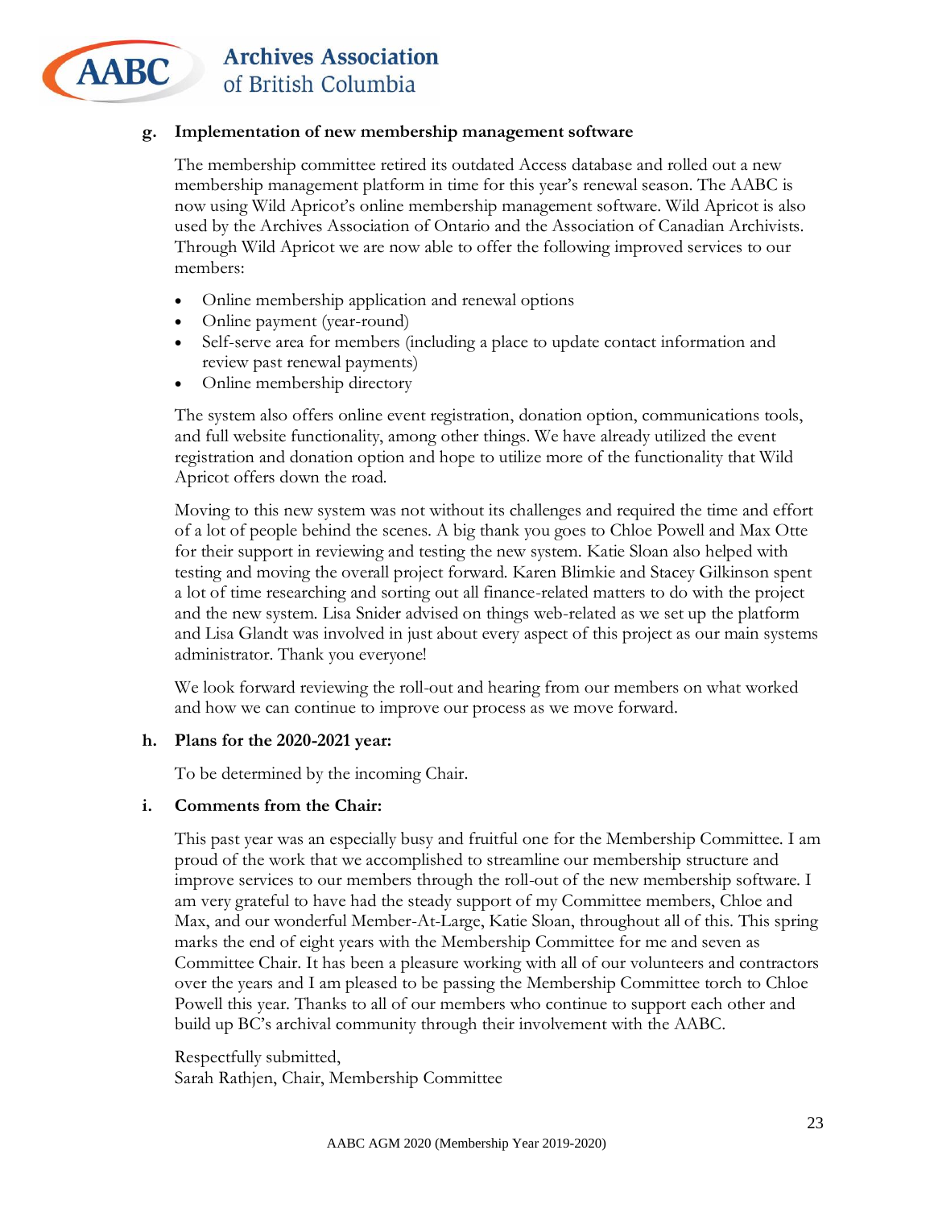**g. Implementation of new membership management software**

The membership committee retired its outdated Access database and rolled out a new membership management platform in time for this year's renewal season. The AABC is now using Wild Apricot's online membership management software. Wild Apricot is also used by the Archives Association of Ontario and the Association of Canadian Archivists. Through Wild Apricot we are now able to offer the following improved services to our members:

- Online membership application and renewal options
- Online payment (year-round)
- Self-serve area for members (including a place to update contact information and review past renewal payments)
- Online membership directory

The system also offers online event registration, donation option, communications tools, and full website functionality, among other things. We have already utilized the event registration and donation option and hope to utilize more of the functionality that Wild Apricot offers down the road.

Moving to this new system was not without its challenges and required the time and effort of a lot of people behind the scenes. A big thank you goes to Chloe Powell and Max Otte for their support in reviewing and testing the new system. Katie Sloan also helped with testing and moving the overall project forward. Karen Blimkie and Stacey Gilkinson spent a lot of time researching and sorting out all finance-related matters to do with the project and the new system. Lisa Snider advised on things web-related as we set up the platform and Lisa Glandt was involved in just about every aspect of this project as our main systems administrator. Thank you everyone!

We look forward reviewing the roll-out and hearing from our members on what worked and how we can continue to improve our process as we move forward.

**h. Plans for the 2020-2021 year:**

To be determined by the incoming Chair.

**i. Comments from the Chair:**

This past year was an especially busy and fruitful one for the Membership Committee. I am proud of the work that we accomplished to streamline our membership structure and improve services to our members through the roll-out of the new membership software. I am very grateful to have had the steady support of my Committee members, Chloe and Max, and our wonderful Member-At-Large, Katie Sloan, throughout all of this. This spring marks the end of eight years with the Membership Committee for me and seven as Committee Chair. It has been a pleasure working with all of our volunteers and contractors over the years and I am pleased to be passing the Membership Committee torch to Chloe Powell this year. Thanks to all of our members who continue to support each other and build up BC's archival community through their involvement with the AABC.

Respectfully submitted,
Sarah Rathjen, Chair, Membership Committee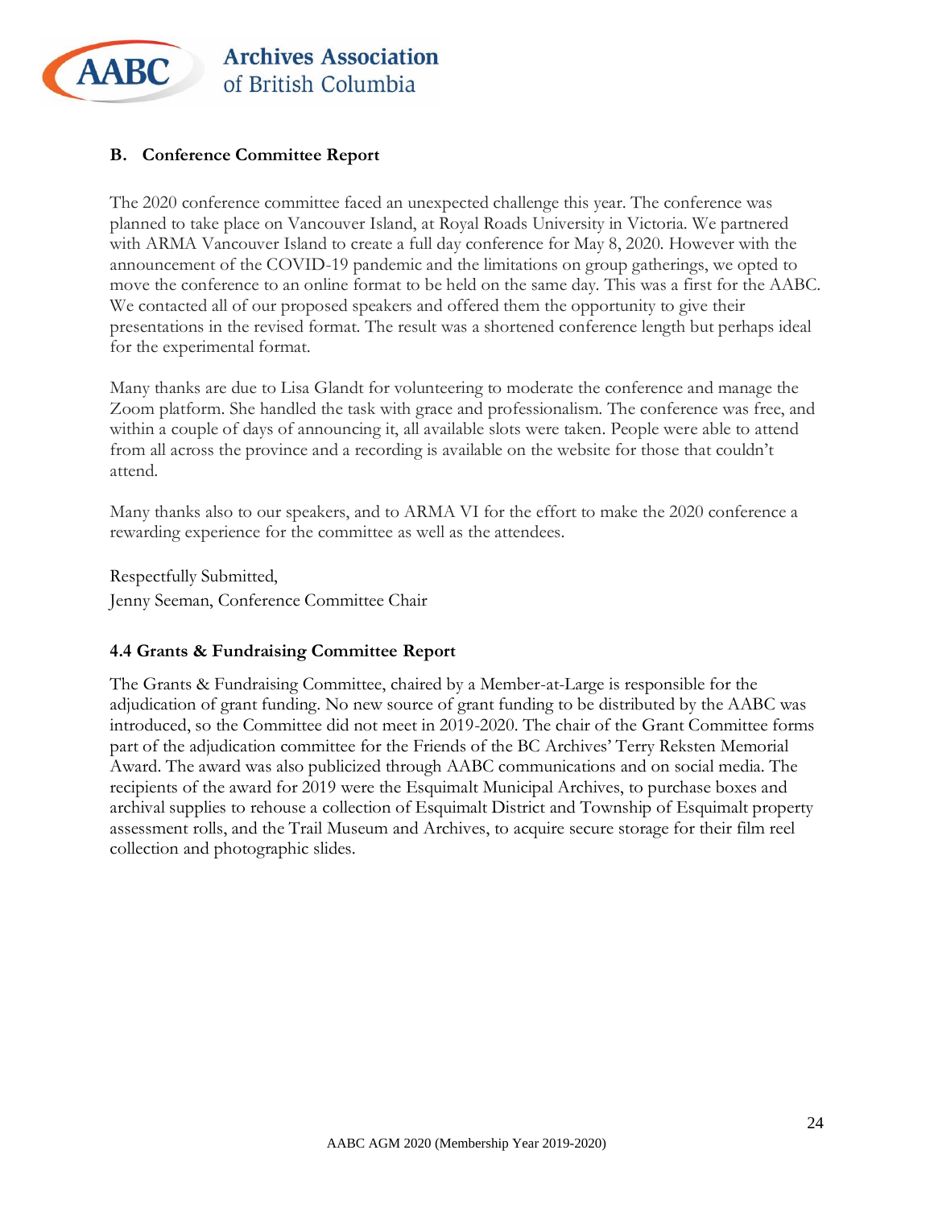## B. Conference Committee Report

The 2020 conference committee faced an unexpected challenge this year. The conference was planned to take place on Vancouver Island, at Royal Roads University in Victoria. We partnered with ARMA Vancouver Island to create a full day conference for May 8, 2020. However with the announcement of the COVID-19 pandemic and the limitations on group gatherings, we opted to move the conference to an online format to be held on the same day. This was a first for the AABC. We contacted all of our proposed speakers and offered them the opportunity to give their presentations in the revised format. The result was a shortened conference length but perhaps ideal for the experimental format.

Many thanks are due to Lisa Glandt for volunteering to moderate the conference and manage the Zoom platform. She handled the task with grace and professionalism. The conference was free, and within a couple of days of announcing it, all available slots were taken. People were able to attend from all across the province and a recording is available on the website for those that couldn't attend.

Many thanks also to our speakers, and to ARMA VI for the effort to make the 2020 conference a rewarding experience for the committee as well as the attendees.

Respectfully Submitted,
Jenny Seeman, Conference Committee Chair

## 4.4 Grants & Fundraising Committee Report

The Grants & Fundraising Committee, chaired by a Member-at-Large is responsible for the adjudication of grant funding. No new source of grant funding to be distributed by the AABC was introduced, so the Committee did not meet in 2019-2020. The chair of the Grant Committee forms part of the adjudication committee for the Friends of the BC Archives' Terry Reksten Memorial Award. The award was also publicized through AABC communications and on social media. The recipients of the award for 2019 were the Esquimalt Municipal Archives, to purchase boxes and archival supplies to rehouse a collection of Esquimalt District and Township of Esquimalt property assessment rolls, and the Trail Museum and Archives, to acquire secure storage for their film reel collection and photographic slides.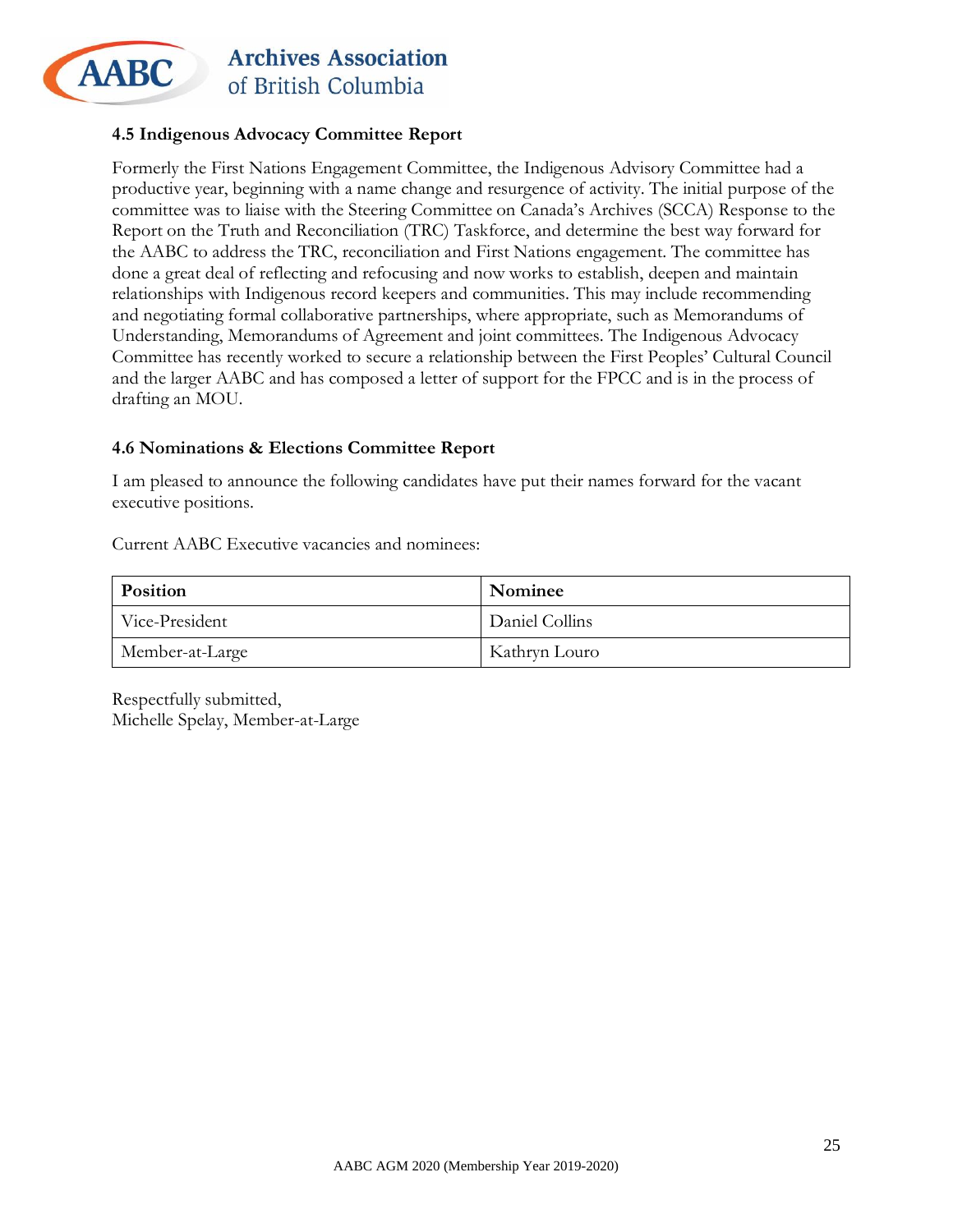### 4.5 Indigenous Advocacy Committee Report

Formerly the First Nations Engagement Committee, the Indigenous Advisory Committee had a productive year, beginning with a name change and resurgence of activity. The initial purpose of the committee was to liaise with the Steering Committee on Canada's Archives (SCCA) Response to the Report on the Truth and Reconciliation (TRC) Taskforce, and determine the best way forward for the AABC to address the TRC, reconciliation and First Nations engagement. The committee has done a great deal of reflecting and refocusing and now works to establish, deepen and maintain relationships with Indigenous record keepers and communities. This may include recommending and negotiating formal collaborative partnerships, where appropriate, such as Memorandums of Understanding, Memorandums of Agreement and joint committees. The Indigenous Advocacy Committee has recently worked to secure a relationship between the First Peoples' Cultural Council and the larger AABC and has composed a letter of support for the FPCC and is in the process of drafting an MOU.

### 4.6 Nominations & Elections Committee Report

I am pleased to announce the following candidates have put their names forward for the vacant executive positions.

Current AABC Executive vacancies and nominees:

| Position | Nominee |
| --- | --- |
| Vice-President | Daniel Collins |
| Member-at-Large | Kathryn Louro |

Respectfully submitted,
Michelle Spelay, Member-at-Large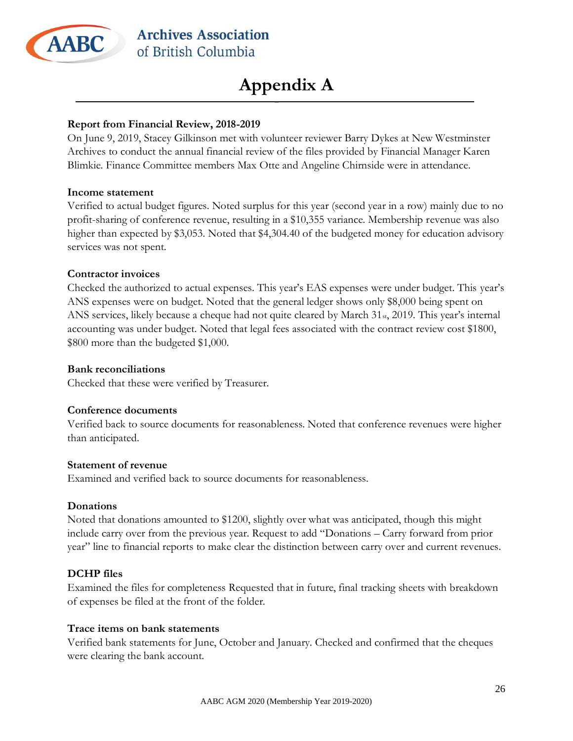# Appendix A

**Report from Financial Review, 2018-2019**

On June 9, 2019, Stacey Gilkinson met with volunteer reviewer Barry Dykes at New Westminster Archives to conduct the annual financial review of the files provided by Financial Manager Karen Blimkie. Finance Committee members Max Otte and Angeline Chirnside were in attendance.

**Income statement**

Verified to actual budget figures. Noted surplus for this year (second year in a row) mainly due to no profit-sharing of conference revenue, resulting in a $10,355 variance. Membership revenue was also higher than expected by $3,053. Noted that $4,304.40 of the budgeted money for education advisory services was not spent.

**Contractor invoices**

Checked the authorized to actual expenses. This year's EAS expenses were under budget. This year's ANS expenses were on budget. Noted that the general ledger shows only $8,000 being spent on ANS services, likely because a cheque had not quite cleared by March 31st, 2019. This year's internal accounting was under budget. Noted that legal fees associated with the contract review cost $1800, $800 more than the budgeted $1,000.

**Bank reconciliations**

Checked that these were verified by Treasurer.

**Conference documents**

Verified back to source documents for reasonableness. Noted that conference revenues were higher than anticipated.

**Statement of revenue**

Examined and verified back to source documents for reasonableness.

**Donations**

Noted that donations amounted to $1200, slightly over what was anticipated, though this might include carry over from the previous year. Request to add "Donations – Carry forward from prior year" line to financial reports to make clear the distinction between carry over and current revenues.

**DCHP files**

Examined the files for completeness Requested that in future, final tracking sheets with breakdown of expenses be filed at the front of the folder.

**Trace items on bank statements**

Verified bank statements for June, October and January. Checked and confirmed that the cheques were clearing the bank account.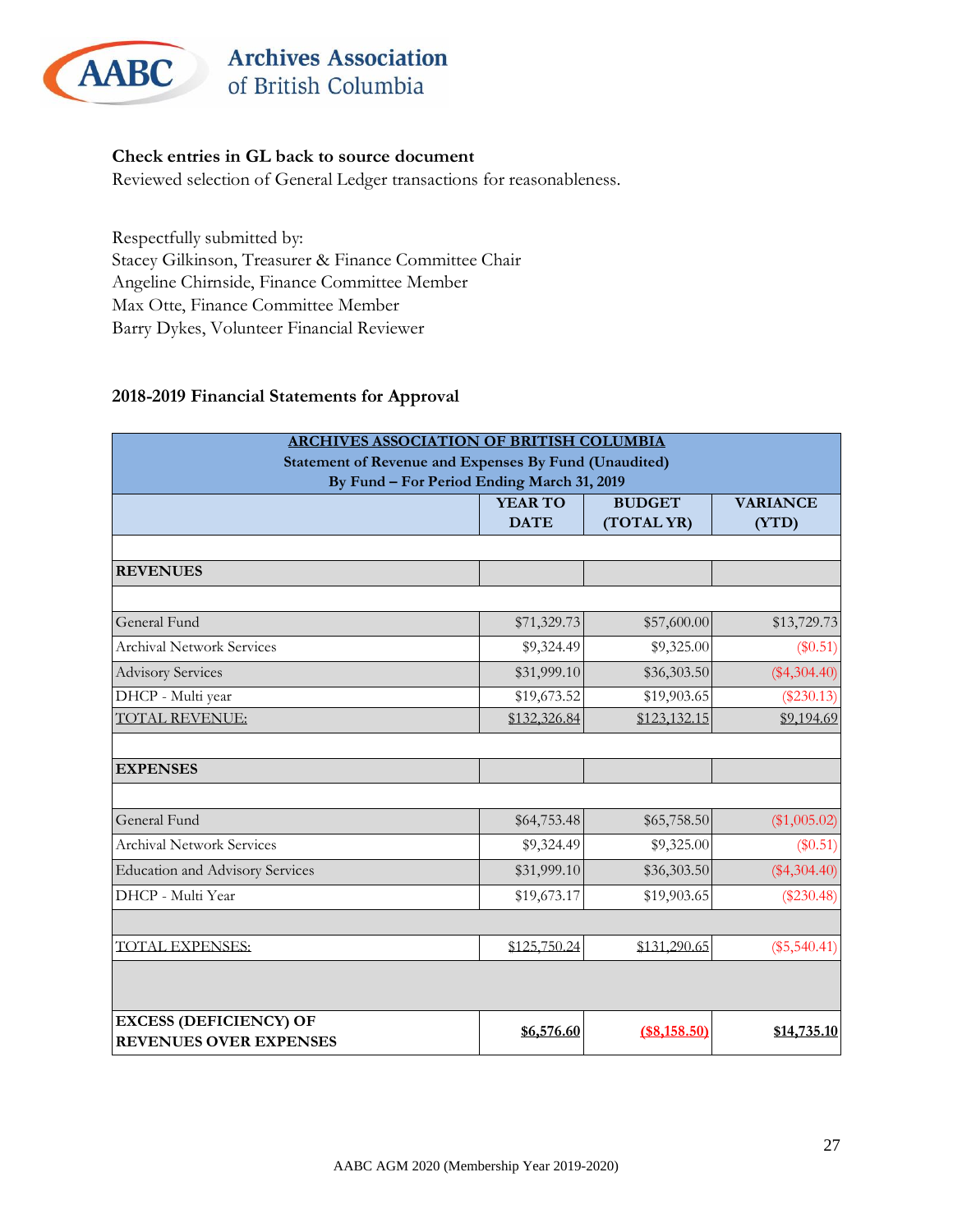**Check entries in GL back to source document**

Reviewed selection of General Ledger transactions for reasonableness.

Respectfully submitted by:
Stacey Gilkinson, Treasurer & Finance Committee Chair
Angeline Chirnside, Finance Committee Member
Max Otte, Finance Committee Member
Barry Dykes, Volunteer Financial Reviewer

## 2018-2019 Financial Statements for Approval

| ARCHIVES ASSOCIATION OF BRITISH COLUMBIA<br>Statement of Revenue and Expenses By Fund (Unaudited)<br>By Fund – For Period Ending March 31, 2019 | | | |
|---|---|---|---|
| | YEAR TO DATE | BUDGET (TOTAL YR) | VARIANCE (YTD) |
| | | | |
| **REVENUES** | | | |
| | | | |
| General Fund | $71,329.73 | $57,600.00 | $13,729.73 |
| Archival Network Services | $9,324.49 | $9,325.00 | ($0.51) |
| Advisory Services | $31,999.10 | $36,303.50 | ($4,304.40) |
| DHCP - Multi year | $19,673.52 | $19,903.65 | ($230.13) |
| TOTAL REVENUE: | $132,326.84 | $123,132.15 | $9,194.69 |
| | | | |
| **EXPENSES** | | | |
| | | | |
| General Fund | $64,753.48 | $65,758.50 | ($1,005.02) |
| Archival Network Services | $9,324.49 | $9,325.00 | ($0.51) |
| Education and Advisory Services | $31,999.10 | $36,303.50 | ($4,304.40) |
| DHCP - Multi Year | $19,673.17 | $19,903.65 | ($230.48) |
| | | | |
| TOTAL EXPENSES: | $125,750.24 | $131,290.65 | ($5,540.41) |
| | | | |
| **EXCESS (DEFICIENCY) OF REVENUES OVER EXPENSES** | **$6,576.60** | **($8,158.50)** | **$14,735.10** |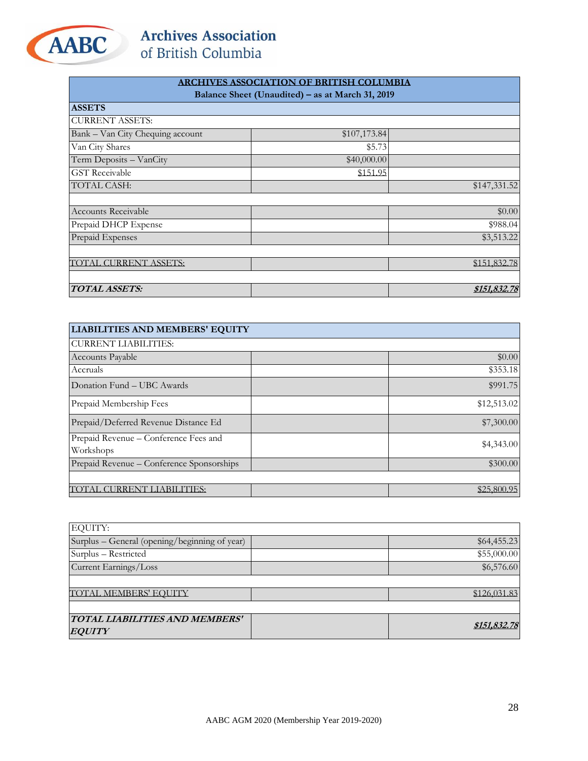**Archives Association of British Columbia**

| ARCHIVES ASSOCIATION OF BRITISH COLUMBIA<br>Balance Sheet (Unaudited) – as at March 31, 2019 | | |
|---|---|---|
| **ASSETS** | | |
| CURRENT ASSETS: | | |
| Bank – Van City Chequing account | $107,173.84 | |
| Van City Shares | $5.73 | |
| Term Deposits – VanCity | $40,000.00 | |
| GST Receivable | $151.95 | |
| TOTAL CASH: | | $147,331.52 |
| | | |
| Accounts Receivable | | $0.00 |
| Prepaid DHCP Expense | | $988.04 |
| Prepaid Expenses | | $3,513.22 |
| | | |
| TOTAL CURRENT ASSETS: | | $151,832.78 |
| | | |
| ***TOTAL ASSETS:*** | | ***$151,832.78*** |

| LIABILITIES AND MEMBERS' EQUITY | | |
|---|---|---|
| CURRENT LIABILITIES: | | |
| Accounts Payable | | $0.00 |
| Accruals | | $353.18 |
| Donation Fund – UBC Awards | | $991.75 |
| Prepaid Membership Fees | | $12,513.02 |
| Prepaid/Deferred Revenue Distance Ed | | $7,300.00 |
| Prepaid Revenue – Conference Fees and Workshops | | $4,343.00 |
| Prepaid Revenue – Conference Sponsorships | | $300.00 |
| | | |
| TOTAL CURRENT LIABILITIES: | | $25,800.95 |

| EQUITY: | | |
|---|---|---|
| Surplus – General (opening/beginning of year) | | $64,455.23 |
| Surplus – Restricted | | $55,000.00 |
| Current Earnings/Loss | | $6,576.60 |
| | | |
| TOTAL MEMBERS' EQUITY | | $126,031.83 |
| | | |
| ***TOTAL LIABILITIES AND MEMBERS' EQUITY*** | | ***$151,832.78*** |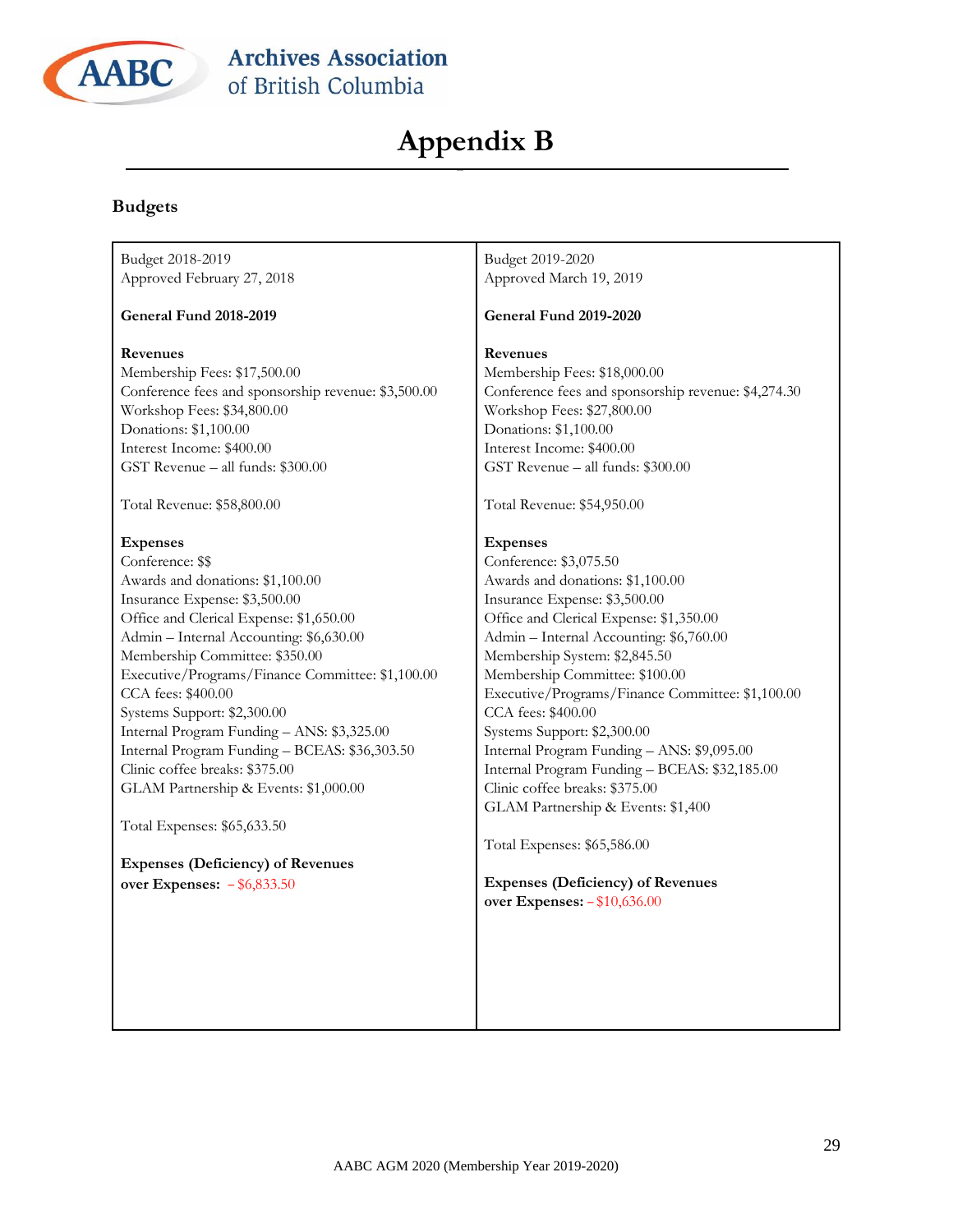# Appendix B

## Budgets

| Budget 2018-2019<br>Approved February 27, 2018<br><br>**General Fund 2018-2019**<br><br>**Revenues**<br>Membership Fees: $17,500.00<br>Conference fees and sponsorship revenue: $3,500.00<br>Workshop Fees: $34,800.00<br>Donations: $1,100.00<br>Interest Income: $400.00<br>GST Revenue – all funds: $300.00<br><br>Total Revenue: $58,800.00<br><br>**Expenses**<br>Conference: $$<br>Awards and donations: $1,100.00<br>Insurance Expense: $3,500.00<br>Office and Clerical Expense: $1,650.00<br>Admin – Internal Accounting: $6,630.00<br>Membership Committee: $350.00<br>Executive/Programs/Finance Committee: $1,100.00<br>CCA fees: $400.00<br>Systems Support: $2,300.00<br>Internal Program Funding – ANS: $3,325.00<br>Internal Program Funding – BCEAS: $36,303.50<br>Clinic coffee breaks: $375.00<br>GLAM Partnership & Events: $1,000.00<br><br>Total Expenses: $65,633.50<br><br>**Expenses (Deficiency) of Revenues over Expenses:** – $6,833.50 | Budget 2019-2020<br>Approved March 19, 2019<br><br>**General Fund 2019-2020**<br><br>**Revenues**<br>Membership Fees: $18,000.00<br>Conference fees and sponsorship revenue: $4,274.30<br>Workshop Fees: $27,800.00<br>Donations: $1,100.00<br>Interest Income: $400.00<br>GST Revenue – all funds: $300.00<br><br>Total Revenue: $54,950.00<br><br>**Expenses**<br>Conference: $3,075.50<br>Awards and donations: $1,100.00<br>Insurance Expense: $3,500.00<br>Office and Clerical Expense: $1,350.00<br>Admin – Internal Accounting: $6,760.00<br>Membership System: $2,845.50<br>Membership Committee: $100.00<br>Executive/Programs/Finance Committee: $1,100.00<br>CCA fees: $400.00<br>Systems Support: $2,300.00<br>Internal Program Funding – ANS: $9,095.00<br>Internal Program Funding – BCEAS: $32,185.00<br>Clinic coffee breaks: $375.00<br>GLAM Partnership & Events: $1,400<br><br>Total Expenses: $65,586.00<br><br>**Expenses (Deficiency) of Revenues over Expenses:** – $10,636.00 |
|---|---|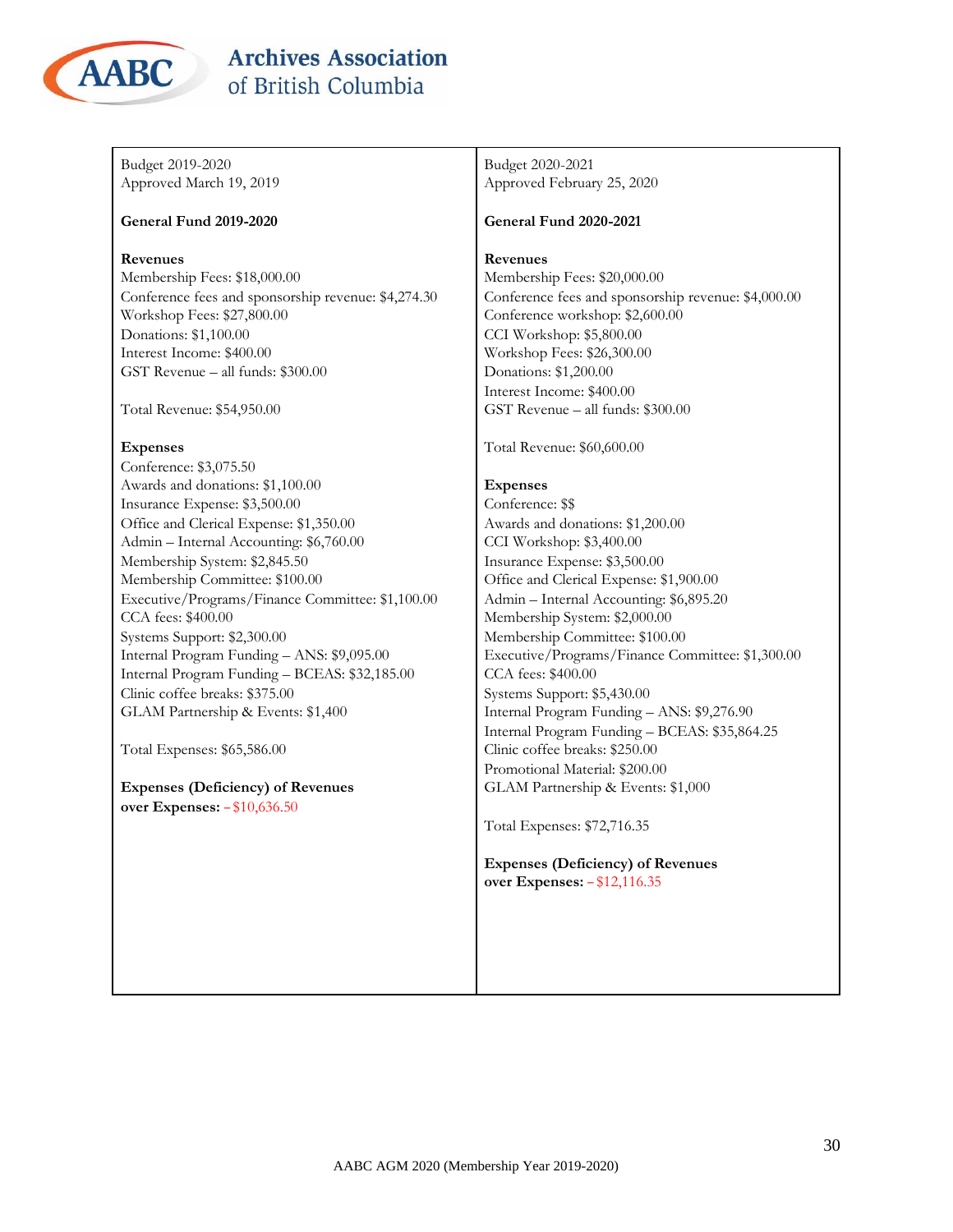| Budget 2019-2020<br>Approved March 19, 2019 | Budget 2020-2021<br>Approved February 25, 2020 |
|---|---|
| **General Fund 2019-2020** | **General Fund 2020-2021** |
| **Revenues**<br>Membership Fees: $18,000.00<br>Conference fees and sponsorship revenue: $4,274.30<br>Workshop Fees: $27,800.00<br>Donations: $1,100.00<br>Interest Income: $400.00<br>GST Revenue – all funds: $300.00<br><br>Total Revenue: $54,950.00 | **Revenues**<br>Membership Fees: $20,000.00<br>Conference fees and sponsorship revenue: $4,000.00<br>Conference workshop: $2,600.00<br>CCI Workshop: $5,800.00<br>Workshop Fees: $26,300.00<br>Donations: $1,200.00<br>Interest Income: $400.00<br>GST Revenue – all funds: $300.00<br><br>Total Revenue: $60,600.00 |
| **Expenses**<br>Conference: $3,075.50<br>Awards and donations: $1,100.00<br>Insurance Expense: $3,500.00<br>Office and Clerical Expense: $1,350.00<br>Admin – Internal Accounting: $6,760.00<br>Membership System: $2,845.50<br>Membership Committee: $100.00<br>Executive/Programs/Finance Committee: $1,100.00<br>CCA fees: $400.00<br>Systems Support: $2,300.00<br>Internal Program Funding – ANS: $9,095.00<br>Internal Program Funding – BCEAS: $32,185.00<br>Clinic coffee breaks: $375.00<br>GLAM Partnership & Events: $1,400<br><br>Total Expenses: $65,586.00 | **Expenses**<br>Conference: $$<br>Awards and donations: $1,200.00<br>CCI Workshop: $3,400.00<br>Insurance Expense: $3,500.00<br>Office and Clerical Expense: $1,900.00<br>Admin – Internal Accounting: $6,895.20<br>Membership System: $2,000.00<br>Membership Committee: $100.00<br>Executive/Programs/Finance Committee: $1,300.00<br>CCA fees: $400.00<br>Systems Support: $5,430.00<br>Internal Program Funding – ANS: $9,276.90<br>Internal Program Funding – BCEAS: $35,864.25<br>Clinic coffee breaks: $250.00<br>Promotional Material: $200.00<br>GLAM Partnership & Events: $1,000<br><br>Total Expenses: $72,716.35 |
| **Expenses (Deficiency) of Revenues over Expenses:** – $10,636.50 | **Expenses (Deficiency) of Revenues over Expenses:** – $12,116.35 |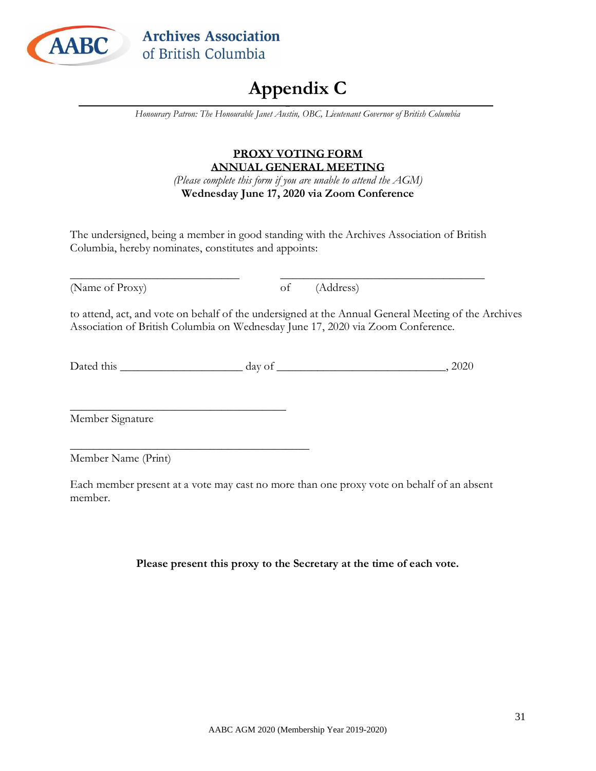Archives Association of British Columbia

# Appendix C

*Honourary Patron: The Honourable Janet Austin, OBC, Lieutenant Governor of British Columbia*

**PROXY VOTING FORM**
**ANNUAL GENERAL MEETING**
*(Please complete this form if you are unable to attend the AGM)*
**Wednesday June 17, 2020 via Zoom Conference**

The undersigned, being a member in good standing with the Archives Association of British Columbia, hereby nominates, constitutes and appoints:

______________________________ ____________________________________

(Name of Proxy) of (Address)

to attend, act, and vote on behalf of the undersigned at the Annual General Meeting of the Archives Association of British Columbia on Wednesday June 17, 2020 via Zoom Conference.

Dated this _____________________ day of ______________________________, 2020

______________________________________

Member Signature

__________________________________________

Member Name (Print)

Each member present at a vote may cast no more than one proxy vote on behalf of an absent member.

**Please present this proxy to the Secretary at the time of each vote.**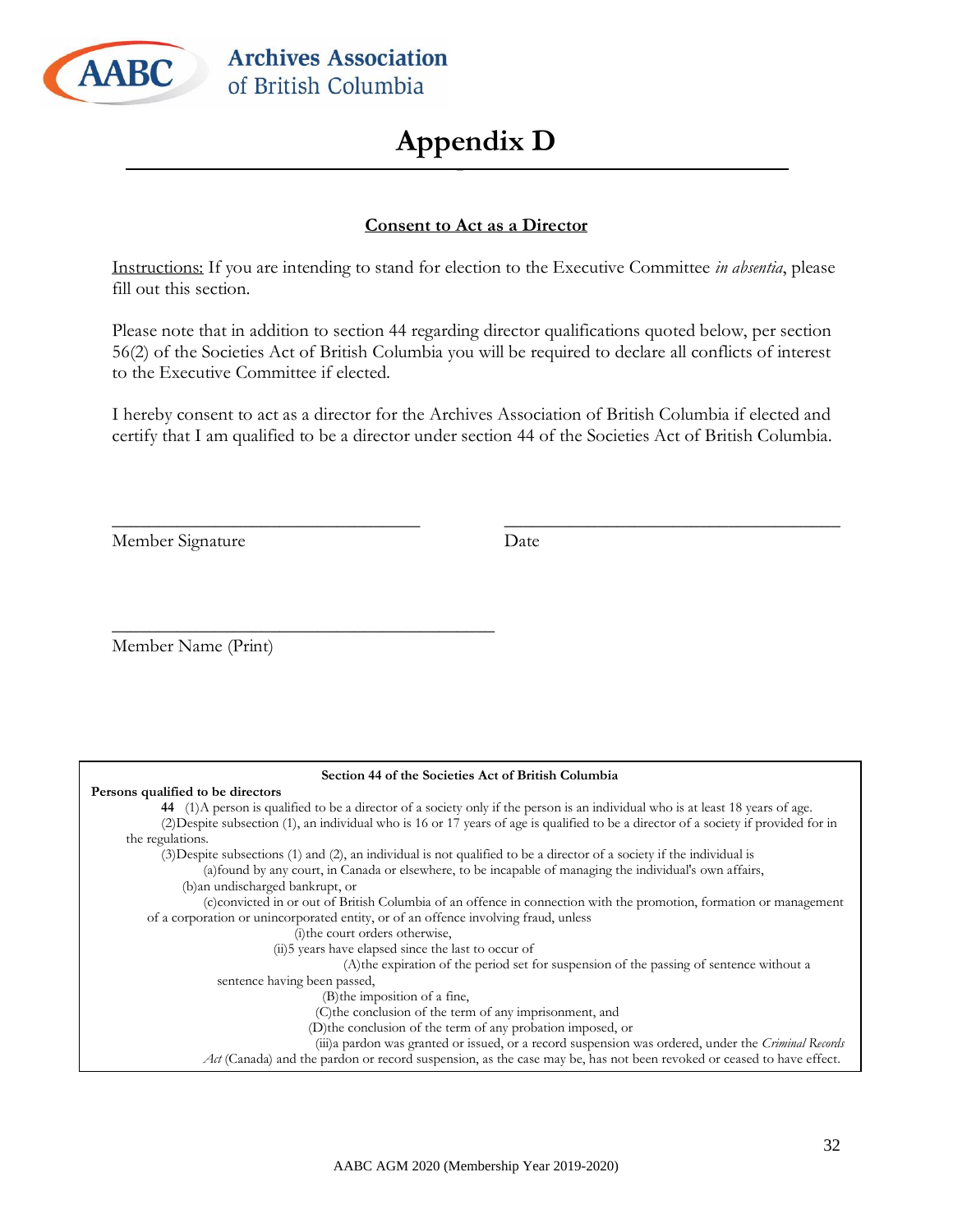Archives Association of British Columbia

# Appendix D

## Consent to Act as a Director

Instructions: If you are intending to stand for election to the Executive Committee *in absentia*, please fill out this section.

Please note that in addition to section 44 regarding director qualifications quoted below, per section 56(2) of the Societies Act of British Columbia you will be required to declare all conflicts of interest to the Executive Committee if elected.

I hereby consent to act as a director for the Archives Association of British Columbia if elected and certify that I am qualified to be a director under section 44 of the Societies Act of British Columbia.

_________________________________ _________________________________

Member Signature Date

_________________________________

Member Name (Print)

**Section 44 of the Societies Act of British Columbia**

**Persons qualified to be directors**

**44** (1)A person is qualified to be a director of a society only if the person is an individual who is at least 18 years of age.

(2)Despite subsection (1), an individual who is 16 or 17 years of age is qualified to be a director of a society if provided for in the regulations.

(3)Despite subsections (1) and (2), an individual is not qualified to be a director of a society if the individual is

(a)found by any court, in Canada or elsewhere, to be incapable of managing the individual's own affairs,

(b)an undischarged bankrupt, or

(c)convicted in or out of British Columbia of an offence in connection with the promotion, formation or management of a corporation or unincorporated entity, or of an offence involving fraud, unless

(i)the court orders otherwise,

(ii)5 years have elapsed since the last to occur of

(A)the expiration of the period set for suspension of the passing of sentence without a sentence having been passed,

(B)the imposition of a fine,

(C)the conclusion of the term of any imprisonment, and

(D)the conclusion of the term of any probation imposed, or

(iii)a pardon was granted or issued, or a record suspension was ordered, under the *Criminal Records Act* (Canada) and the pardon or record suspension, as the case may be, has not been revoked or ceased to have effect.

AABC AGM 2020 (Membership Year 2019-2020)